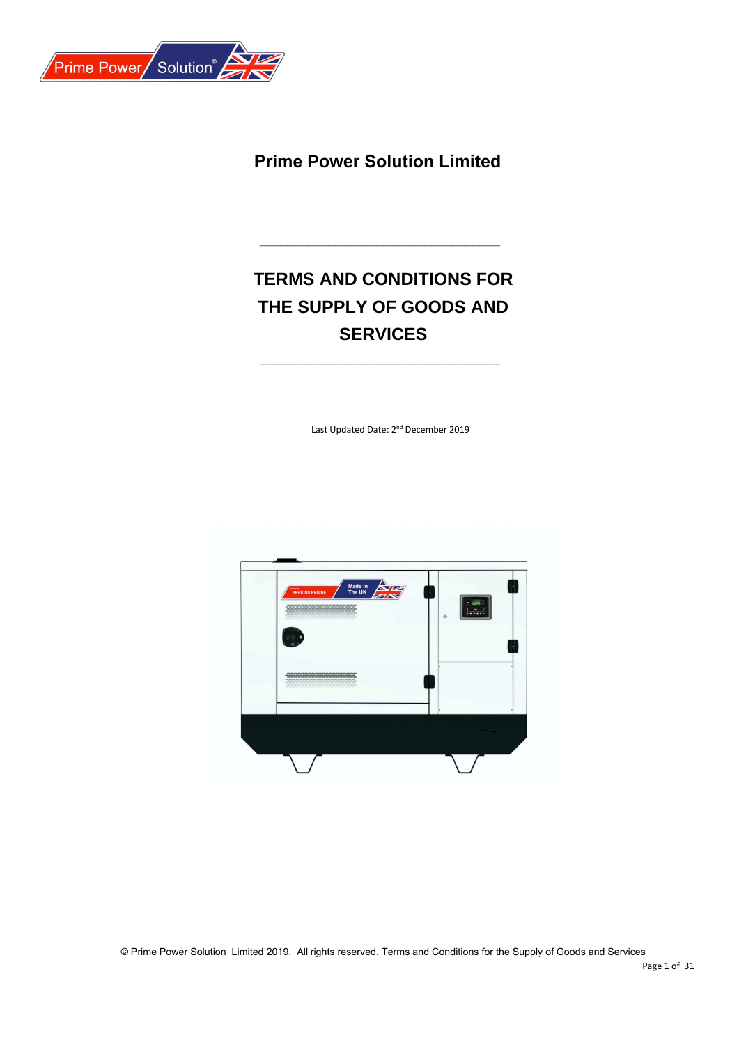# Prime Power Solution Limited

---

# TERMS AND CONDITIONS FOR THE SUPPLY OF GOODS AND SERVICES

---

Last Updated Date: 2nd December 2019

© Prime Power Solution Limited 2019. All rights reserved. Terms and Conditions for the Supply of Goods and Services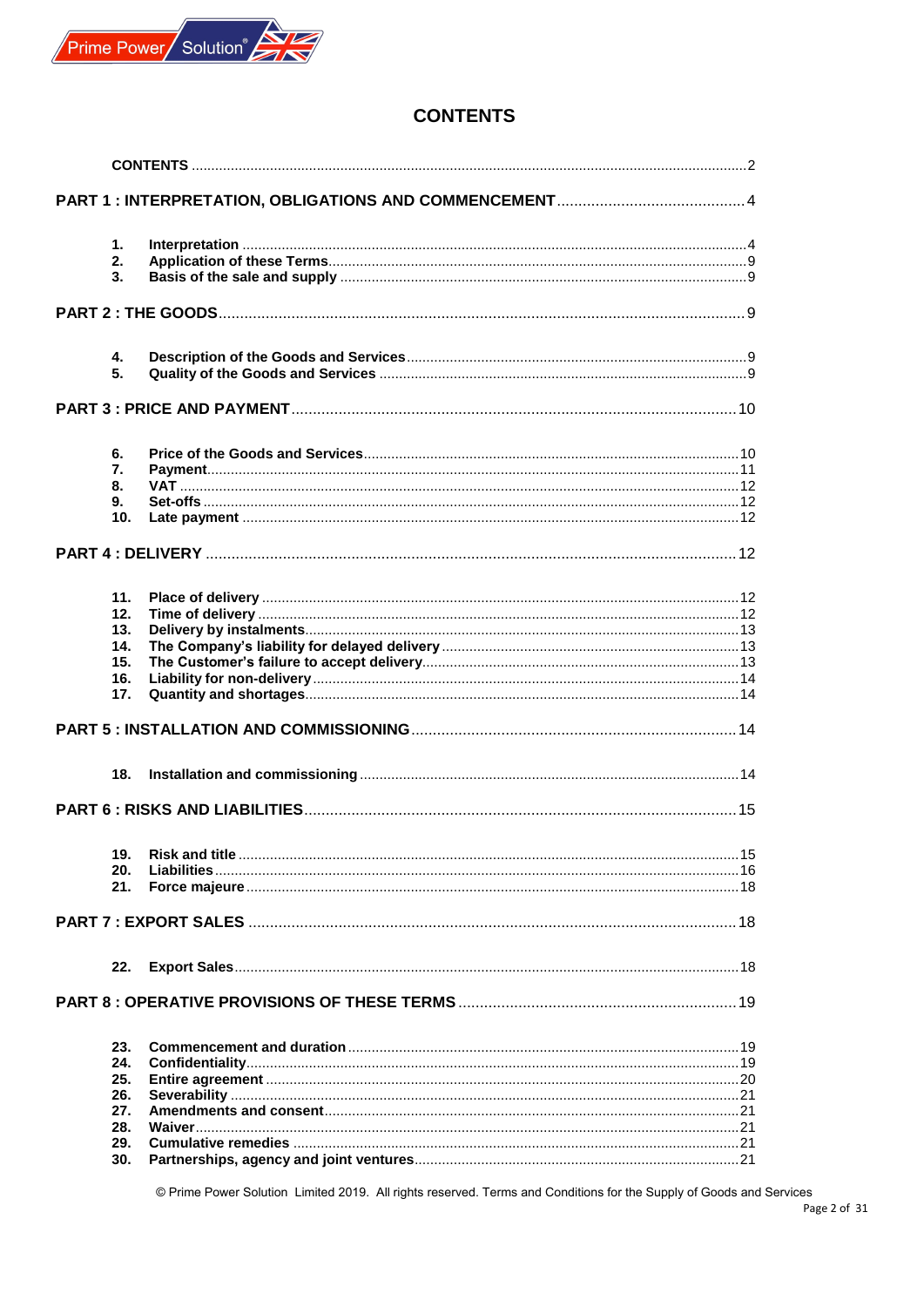# CONTENTS

**CONTENTS** .......... 2

**PART 1 : INTERPRETATION, OBLIGATIONS AND COMMENCEMENT** .......... 4

1. **Interpretation** .......... 4
2. **Application of these Terms** .......... 9
3. **Basis of the sale and supply** .......... 9

**PART 2 : THE GOODS** .......... 9

4. **Description of the Goods and Services** .......... 9
5. **Quality of the Goods and Services** .......... 9

**PART 3 : PRICE AND PAYMENT** .......... 10

6. **Price of the Goods and Services** .......... 10
7. **Payment** .......... 11
8. **VAT** .......... 12
9. **Set-offs** .......... 12
10. **Late payment** .......... 12

**PART 4 : DELIVERY** .......... 12

11. **Place of delivery** .......... 12
12. **Time of delivery** .......... 12
13. **Delivery by instalments** .......... 13
14. **The Company's liability for delayed delivery** .......... 13
15. **The Customer's failure to accept delivery** .......... 13
16. **Liability for non-delivery** .......... 14
17. **Quantity and shortages** .......... 14

**PART 5 : INSTALLATION AND COMMISSIONING** .......... 14

18. **Installation and commissioning** .......... 14

**PART 6 : RISKS AND LIABILITIES** .......... 15

19. **Risk and title** .......... 15
20. **Liabilities** .......... 16
21. **Force majeure** .......... 18

**PART 7 : EXPORT SALES** .......... 18

22. **Export Sales** .......... 18

**PART 8 : OPERATIVE PROVISIONS OF THESE TERMS** .......... 19

23. **Commencement and duration** .......... 19
24. **Confidentiality** .......... 19
25. **Entire agreement** .......... 20
26. **Severability** .......... 21
27. **Amendments and consent** .......... 21
28. **Waiver** .......... 21
29. **Cumulative remedies** .......... 21
30. **Partnerships, agency and joint ventures** .......... 21

© Prime Power Solution Limited 2019. All rights reserved. Terms and Conditions for the Supply of Goods and Services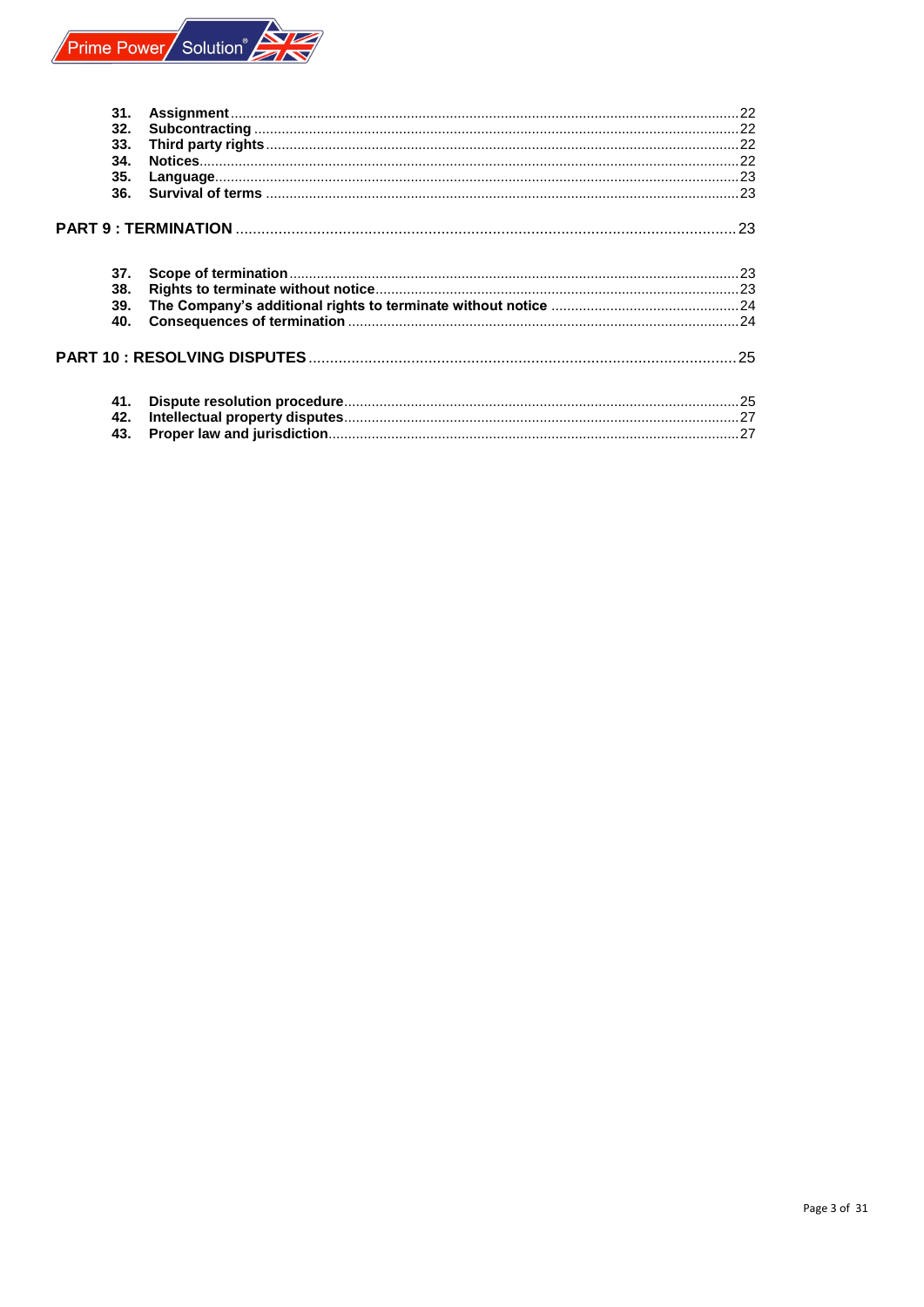31. **Assignment** .......... 22
32. **Subcontracting** .......... 22
33. **Third party rights** .......... 22
34. **Notices** .......... 22
35. **Language** .......... 23
36. **Survival of terms** .......... 23

**PART 9 : TERMINATION** .......... 23

37. **Scope of termination** .......... 23
38. **Rights to terminate without notice** .......... 23
39. **The Company's additional rights to terminate without notice** .......... 24
40. **Consequences of termination** .......... 24

**PART 10 : RESOLVING DISPUTES** .......... 25

41. **Dispute resolution procedure** .......... 25
42. **Intellectual property disputes** .......... 27
43. **Proper law and jurisdiction** .......... 27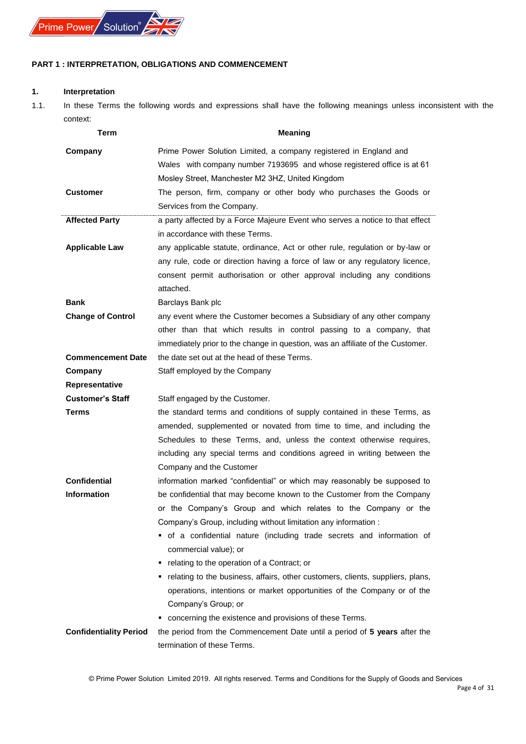**PART 1 : INTERPRETATION, OBLIGATIONS AND COMMENCEMENT**

**1. Interpretation**

1.1. In these Terms the following words and expressions shall have the following meanings unless inconsistent with the context:

| Term | Meaning |
|---|---|
| **Company** | Prime Power Solution Limited, a company registered in England and Wales with company number 7193695 and whose registered office is at 61 Mosley Street, Manchester M2 3HZ, United Kingdom |
| **Customer** | The person, firm, company or other body who purchases the Goods or Services from the Company. |
| **Affected Party** | a party affected by a Force Majeure Event who serves a notice to that effect in accordance with these Terms. |
| **Applicable Law** | any applicable statute, ordinance, Act or other rule, regulation or by-law or any rule, code or direction having a force of law or any regulatory licence, consent permit authorisation or other approval including any conditions attached. |
| **Bank** | Barclays Bank plc |
| **Change of Control** | any event where the Customer becomes a Subsidiary of any other company other than that which results in control passing to a company, that immediately prior to the change in question, was an affiliate of the Customer. |
| **Commencement Date** | the date set out at the head of these Terms. |
| **Company Representative** | Staff employed by the Company |
| **Customer's Staff** | Staff engaged by the Customer. |
| **Terms** | the standard terms and conditions of supply contained in these Terms, as amended, supplemented or novated from time to time, and including the Schedules to these Terms, and, unless the context otherwise requires, including any special terms and conditions agreed in writing between the Company and the Customer |
| **Confidential Information** | information marked "confidential" or which may reasonably be supposed to be confidential that may become known to the Customer from the Company or the Company's Group and which relates to the Company or the Company's Group, including without limitation any information :<br>▪ of a confidential nature (including trade secrets and information of commercial value); or<br>▪ relating to the operation of a Contract; or<br>▪ relating to the business, affairs, other customers, clients, suppliers, plans, operations, intentions or market opportunities of the Company or of the Company's Group; or<br>▪ concerning the existence and provisions of these Terms. |
| **Confidentiality Period** | the period from the Commencement Date until a period of **5 years** after the termination of these Terms. |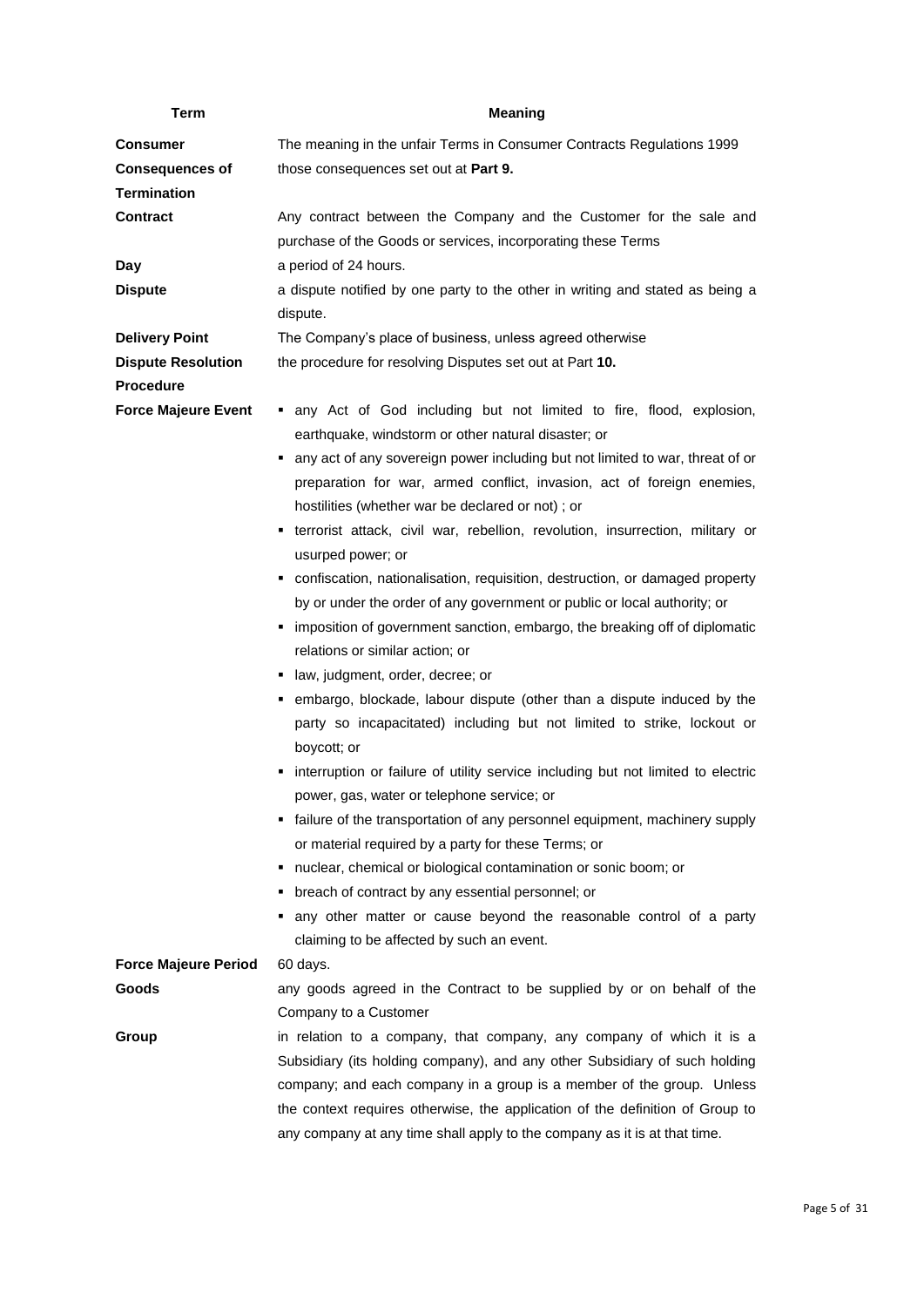| Term | Meaning |
|---|---|
| **Consumer** | The meaning in the unfair Terms in Consumer Contracts Regulations 1999 |
| **Consequences of Termination** | those consequences set out at **Part 9.** |
| **Contract** | Any contract between the Company and the Customer for the sale and purchase of the Goods or services, incorporating these Terms |
| **Day** | a period of 24 hours. |
| **Dispute** | a dispute notified by one party to the other in writing and stated as being a dispute. |
| **Delivery Point** | The Company's place of business, unless agreed otherwise |
| **Dispute Resolution Procedure** | the procedure for resolving Disputes set out at Part **10.** |
| **Force Majeure Event** | ▪ any Act of God including but not limited to fire, flood, explosion, earthquake, windstorm or other natural disaster; or<br>▪ any act of any sovereign power including but not limited to war, threat of or preparation for war, armed conflict, invasion, act of foreign enemies, hostilities (whether war be declared or not) ; or<br>▪ terrorist attack, civil war, rebellion, revolution, insurrection, military or usurped power; or<br>▪ confiscation, nationalisation, requisition, destruction, or damaged property by or under the order of any government or public or local authority; or<br>▪ imposition of government sanction, embargo, the breaking off of diplomatic relations or similar action; or<br>▪ law, judgment, order, decree; or<br>▪ embargo, blockade, labour dispute (other than a dispute induced by the party so incapacitated) including but not limited to strike, lockout or boycott; or<br>▪ interruption or failure of utility service including but not limited to electric power, gas, water or telephone service; or<br>▪ failure of the transportation of any personnel equipment, machinery supply or material required by a party for these Terms; or<br>▪ nuclear, chemical or biological contamination or sonic boom; or<br>▪ breach of contract by any essential personnel; or<br>▪ any other matter or cause beyond the reasonable control of a party claiming to be affected by such an event. |
| **Force Majeure Period** | 60 days. |
| **Goods** | any goods agreed in the Contract to be supplied by or on behalf of the Company to a Customer |
| **Group** | in relation to a company, that company, any company of which it is a Subsidiary (its holding company), and any other Subsidiary of such holding company; and each company in a group is a member of the group. Unless the context requires otherwise, the application of the definition of Group to any company at any time shall apply to the company as it is at that time. |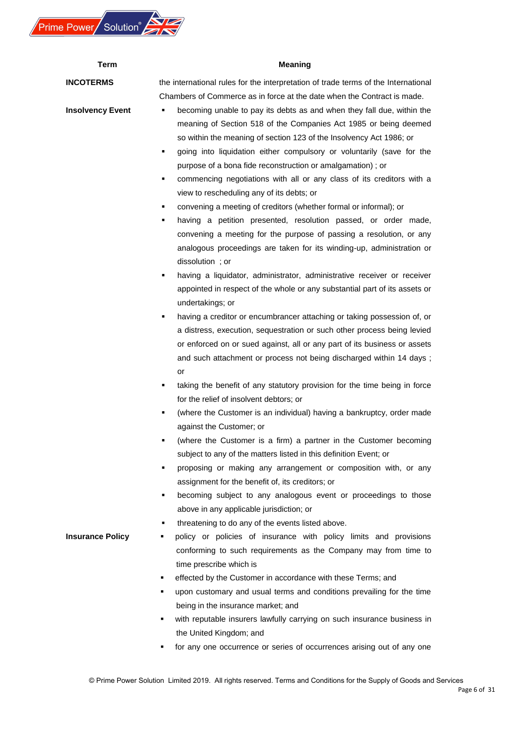| Term | Meaning |
| --- | --- |
| **INCOTERMS** | the international rules for the interpretation of trade terms of the International Chambers of Commerce as in force at the date when the Contract is made. |
| **Insolvency Event** | ▪ becoming unable to pay its debts as and when they fall due, within the meaning of Section 518 of the Companies Act 1985 or being deemed so within the meaning of section 123 of the Insolvency Act 1986; or<br>▪ going into liquidation either compulsory or voluntarily (save for the purpose of a bona fide reconstruction or amalgamation) ; or<br>▪ commencing negotiations with all or any class of its creditors with a view to rescheduling any of its debts; or<br>▪ convening a meeting of creditors (whether formal or informal); or<br>▪ having a petition presented, resolution passed, or order made, convening a meeting for the purpose of passing a resolution, or any analogous proceedings are taken for its winding-up, administration or dissolution ; or<br>▪ having a liquidator, administrator, administrative receiver or receiver appointed in respect of the whole or any substantial part of its assets or undertakings; or<br>▪ having a creditor or encumbrancer attaching or taking possession of, or a distress, execution, sequestration or such other process being levied or enforced on or sued against, all or any part of its business or assets and such attachment or process not being discharged within 14 days ; or<br>▪ taking the benefit of any statutory provision for the time being in force for the relief of insolvent debtors; or<br>▪ (where the Customer is an individual) having a bankruptcy, order made against the Customer; or<br>▪ (where the Customer is a firm) a partner in the Customer becoming subject to any of the matters listed in this definition Event; or<br>▪ proposing or making any arrangement or composition with, or any assignment for the benefit of, its creditors; or<br>▪ becoming subject to any analogous event or proceedings to those above in any applicable jurisdiction; or<br>▪ threatening to do any of the events listed above. |
| **Insurance Policy** | ▪ policy or policies of insurance with policy limits and provisions conforming to such requirements as the Company may from time to time prescribe which is<br>▪ effected by the Customer in accordance with these Terms; and<br>▪ upon customary and usual terms and conditions prevailing for the time being in the insurance market; and<br>▪ with reputable insurers lawfully carrying on such insurance business in the United Kingdom; and<br>▪ for any one occurrence or series of occurrences arising out of any one |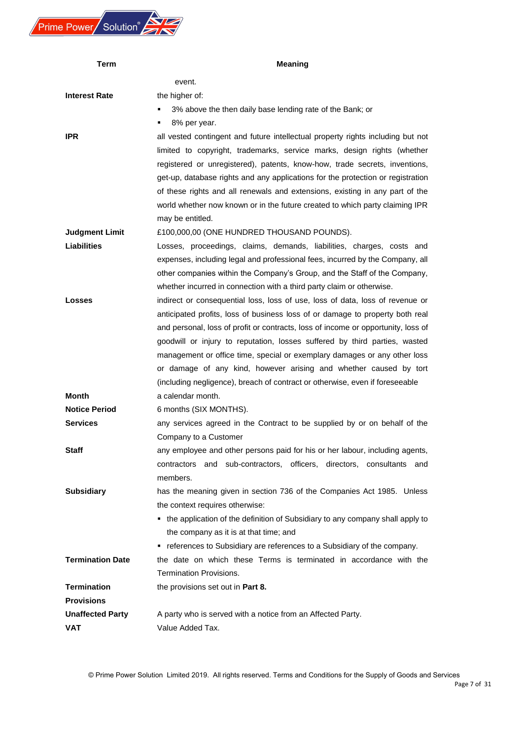| Term | Meaning |
|---|---|
| | event. |
| **Interest Rate** | the higher of:<br>▪ 3% above the then daily base lending rate of the Bank; or<br>▪ 8% per year. |
| **IPR** | all vested contingent and future intellectual property rights including but not limited to copyright, trademarks, service marks, design rights (whether registered or unregistered), patents, know-how, trade secrets, inventions, get-up, database rights and any applications for the protection or registration of these rights and all renewals and extensions, existing in any part of the world whether now known or in the future created to which party claiming IPR may be entitled. |
| **Judgment Limit** | £100,000,00 (ONE HUNDRED THOUSAND POUNDS). |
| **Liabilities** | Losses, proceedings, claims, demands, liabilities, charges, costs and expenses, including legal and professional fees, incurred by the Company, all other companies within the Company's Group, and the Staff of the Company, whether incurred in connection with a third party claim or otherwise. |
| **Losses** | indirect or consequential loss, loss of use, loss of data, loss of revenue or anticipated profits, loss of business loss of or damage to property both real and personal, loss of profit or contracts, loss of income or opportunity, loss of goodwill or injury to reputation, losses suffered by third parties, wasted management or office time, special or exemplary damages or any other loss or damage of any kind, however arising and whether caused by tort (including negligence), breach of contract or otherwise, even if foreseeable |
| **Month** | a calendar month. |
| **Notice Period** | 6 months (SIX MONTHS). |
| **Services** | any services agreed in the Contract to be supplied by or on behalf of the Company to a Customer |
| **Staff** | any employee and other persons paid for his or her labour, including agents, contractors and sub-contractors, officers, directors, consultants and members. |
| **Subsidiary** | has the meaning given in section 736 of the Companies Act 1985. Unless the context requires otherwise:<br>▪ the application of the definition of Subsidiary to any company shall apply to the company as it is at that time; and<br>▪ references to Subsidiary are references to a Subsidiary of the company. |
| **Termination Date** | the date on which these Terms is terminated in accordance with the Termination Provisions. |
| **Termination Provisions** | the provisions set out in **Part 8.** |
| **Unaffected Party** | A party who is served with a notice from an Affected Party. |
| **VAT** | Value Added Tax. |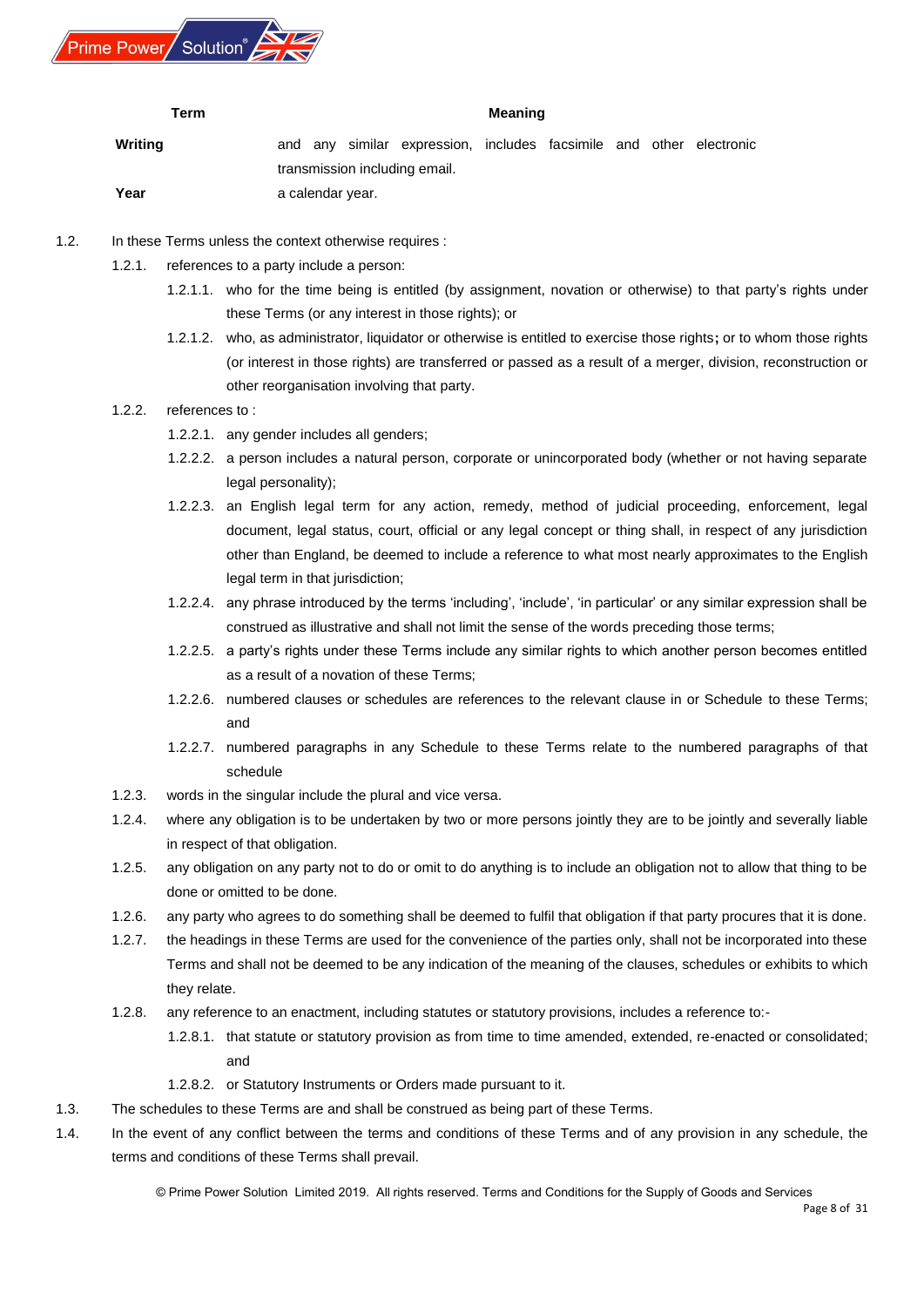| Term | Meaning |
| --- | --- |
| **Writing** | and any similar expression, includes facsimile and other electronic transmission including email. |
| **Year** | a calendar year. |

1.2. In these Terms unless the context otherwise requires :

- 1.2.1. references to a party include a person:
  - 1.2.1.1. who for the time being is entitled (by assignment, novation or otherwise) to that party's rights under these Terms (or any interest in those rights); or
  - 1.2.1.2. who, as administrator, liquidator or otherwise is entitled to exercise those rights; or to whom those rights (or interest in those rights) are transferred or passed as a result of a merger, division, reconstruction or other reorganisation involving that party.
- 1.2.2. references to :
  - 1.2.2.1. any gender includes all genders;
  - 1.2.2.2. a person includes a natural person, corporate or unincorporated body (whether or not having separate legal personality);
  - 1.2.2.3. an English legal term for any action, remedy, method of judicial proceeding, enforcement, legal document, legal status, court, official or any legal concept or thing shall, in respect of any jurisdiction other than England, be deemed to include a reference to what most nearly approximates to the English legal term in that jurisdiction;
  - 1.2.2.4. any phrase introduced by the terms 'including', 'include', 'in particular' or any similar expression shall be construed as illustrative and shall not limit the sense of the words preceding those terms;
  - 1.2.2.5. a party's rights under these Terms include any similar rights to which another person becomes entitled as a result of a novation of these Terms;
  - 1.2.2.6. numbered clauses or schedules are references to the relevant clause in or Schedule to these Terms; and
  - 1.2.2.7. numbered paragraphs in any Schedule to these Terms relate to the numbered paragraphs of that schedule
- 1.2.3. words in the singular include the plural and vice versa.
- 1.2.4. where any obligation is to be undertaken by two or more persons jointly they are to be jointly and severally liable in respect of that obligation.
- 1.2.5. any obligation on any party not to do or omit to do anything is to include an obligation not to allow that thing to be done or omitted to be done.
- 1.2.6. any party who agrees to do something shall be deemed to fulfil that obligation if that party procures that it is done.
- 1.2.7. the headings in these Terms are used for the convenience of the parties only, shall not be incorporated into these Terms and shall not be deemed to be any indication of the meaning of the clauses, schedules or exhibits to which they relate.
- 1.2.8. any reference to an enactment, including statutes or statutory provisions, includes a reference to:-
  - 1.2.8.1. that statute or statutory provision as from time to time amended, extended, re-enacted or consolidated; and
  - 1.2.8.2. or Statutory Instruments or Orders made pursuant to it.

1.3. The schedules to these Terms are and shall be construed as being part of these Terms.

1.4. In the event of any conflict between the terms and conditions of these Terms and of any provision in any schedule, the terms and conditions of these Terms shall prevail.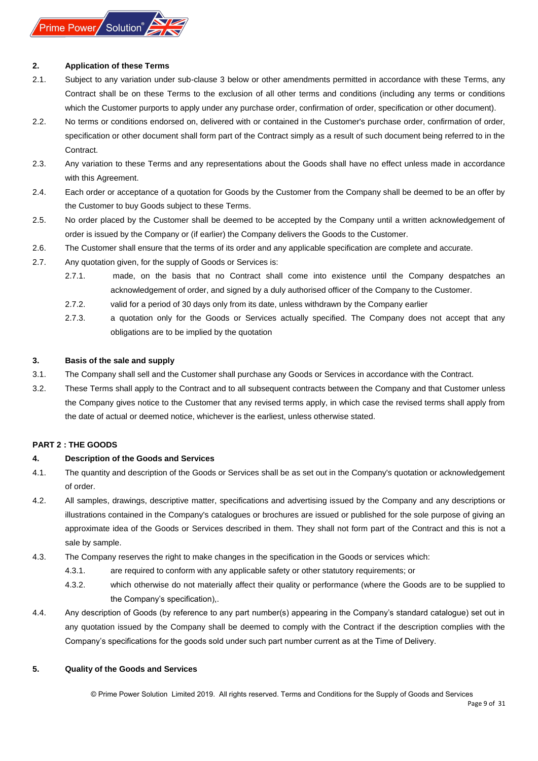## 2. Application of these Terms

2.1. Subject to any variation under sub-clause 3 below or other amendments permitted in accordance with these Terms, any Contract shall be on these Terms to the exclusion of all other terms and conditions (including any terms or conditions which the Customer purports to apply under any purchase order, confirmation of order, specification or other document).

2.2. No terms or conditions endorsed on, delivered with or contained in the Customer's purchase order, confirmation of order, specification or other document shall form part of the Contract simply as a result of such document being referred to in the Contract.

2.3. Any variation to these Terms and any representations about the Goods shall have no effect unless made in accordance with this Agreement.

2.4. Each order or acceptance of a quotation for Goods by the Customer from the Company shall be deemed to be an offer by the Customer to buy Goods subject to these Terms.

2.5. No order placed by the Customer shall be deemed to be accepted by the Company until a written acknowledgement of order is issued by the Company or (if earlier) the Company delivers the Goods to the Customer.

2.6. The Customer shall ensure that the terms of its order and any applicable specification are complete and accurate.

2.7. Any quotation given, for the supply of Goods or Services is:

2.7.1. made, on the basis that no Contract shall come into existence until the Company despatches an acknowledgement of order, and signed by a duly authorised officer of the Company to the Customer.

2.7.2. valid for a period of 30 days only from its date, unless withdrawn by the Company earlier

2.7.3. a quotation only for the Goods or Services actually specified. The Company does not accept that any obligations are to be implied by the quotation

## 3. Basis of the sale and supply

3.1. The Company shall sell and the Customer shall purchase any Goods or Services in accordance with the Contract.

3.2. These Terms shall apply to the Contract and to all subsequent contracts between the Company and that Customer unless the Company gives notice to the Customer that any revised terms apply, in which case the revised terms shall apply from the date of actual or deemed notice, whichever is the earliest, unless otherwise stated.

# PART 2 : THE GOODS

## 4. Description of the Goods and Services

4.1. The quantity and description of the Goods or Services shall be as set out in the Company's quotation or acknowledgement of order.

4.2. All samples, drawings, descriptive matter, specifications and advertising issued by the Company and any descriptions or illustrations contained in the Company's catalogues or brochures are issued or published for the sole purpose of giving an approximate idea of the Goods or Services described in them. They shall not form part of the Contract and this is not a sale by sample.

4.3. The Company reserves the right to make changes in the specification in the Goods or services which:

4.3.1. are required to conform with any applicable safety or other statutory requirements; or

4.3.2. which otherwise do not materially affect their quality or performance (where the Goods are to be supplied to the Company's specification),.

4.4. Any description of Goods (by reference to any part number(s) appearing in the Company's standard catalogue) set out in any quotation issued by the Company shall be deemed to comply with the Contract if the description complies with the Company's specifications for the goods sold under such part number current as at the Time of Delivery.

## 5. Quality of the Goods and Services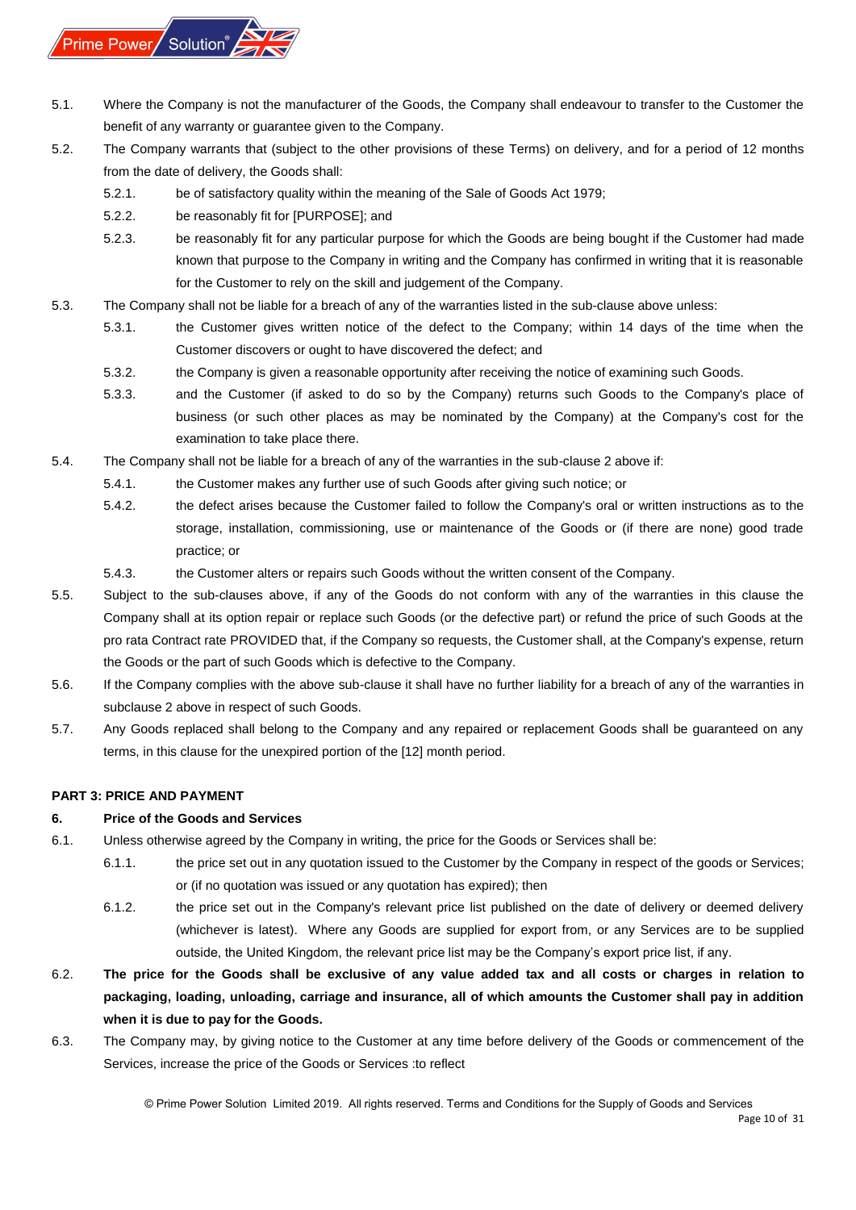5.1. Where the Company is not the manufacturer of the Goods, the Company shall endeavour to transfer to the Customer the benefit of any warranty or guarantee given to the Company.

5.2. The Company warrants that (subject to the other provisions of these Terms) on delivery, and for a period of 12 months from the date of delivery, the Goods shall:

5.2.1. be of satisfactory quality within the meaning of the Sale of Goods Act 1979;

5.2.2. be reasonably fit for [PURPOSE]; and

5.2.3. be reasonably fit for any particular purpose for which the Goods are being bought if the Customer had made known that purpose to the Company in writing and the Company has confirmed in writing that it is reasonable for the Customer to rely on the skill and judgement of the Company.

5.3. The Company shall not be liable for a breach of any of the warranties listed in the sub-clause above unless:

5.3.1. the Customer gives written notice of the defect to the Company; within 14 days of the time when the Customer discovers or ought to have discovered the defect; and

5.3.2. the Company is given a reasonable opportunity after receiving the notice of examining such Goods.

5.3.3. and the Customer (if asked to do so by the Company) returns such Goods to the Company's place of business (or such other places as may be nominated by the Company) at the Company's cost for the examination to take place there.

5.4. The Company shall not be liable for a breach of any of the warranties in the sub-clause 2 above if:

5.4.1. the Customer makes any further use of such Goods after giving such notice; or

5.4.2. the defect arises because the Customer failed to follow the Company's oral or written instructions as to the storage, installation, commissioning, use or maintenance of the Goods or (if there are none) good trade practice; or

5.4.3. the Customer alters or repairs such Goods without the written consent of the Company.

5.5. Subject to the sub-clauses above, if any of the Goods do not conform with any of the warranties in this clause the Company shall at its option repair or replace such Goods (or the defective part) or refund the price of such Goods at the pro rata Contract rate PROVIDED that, if the Company so requests, the Customer shall, at the Company's expense, return the Goods or the part of such Goods which is defective to the Company.

5.6. If the Company complies with the above sub-clause it shall have no further liability for a breach of any of the warranties in subclause 2 above in respect of such Goods.

5.7. Any Goods replaced shall belong to the Company and any repaired or replacement Goods shall be guaranteed on any terms, in this clause for the unexpired portion of the [12] month period.

## PART 3: PRICE AND PAYMENT

### 6. Price of the Goods and Services

6.1. Unless otherwise agreed by the Company in writing, the price for the Goods or Services shall be:

6.1.1. the price set out in any quotation issued to the Customer by the Company in respect of the goods or Services; or (if no quotation was issued or any quotation has expired); then

6.1.2. the price set out in the Company's relevant price list published on the date of delivery or deemed delivery (whichever is latest). Where any Goods are supplied for export from, or any Services are to be supplied outside, the United Kingdom, the relevant price list may be the Company's export price list, if any.

6.2. **The price for the Goods shall be exclusive of any value added tax and all costs or charges in relation to packaging, loading, unloading, carriage and insurance, all of which amounts the Customer shall pay in addition when it is due to pay for the Goods.**

6.3. The Company may, by giving notice to the Customer at any time before delivery of the Goods or commencement of the Services, increase the price of the Goods or Services :to reflect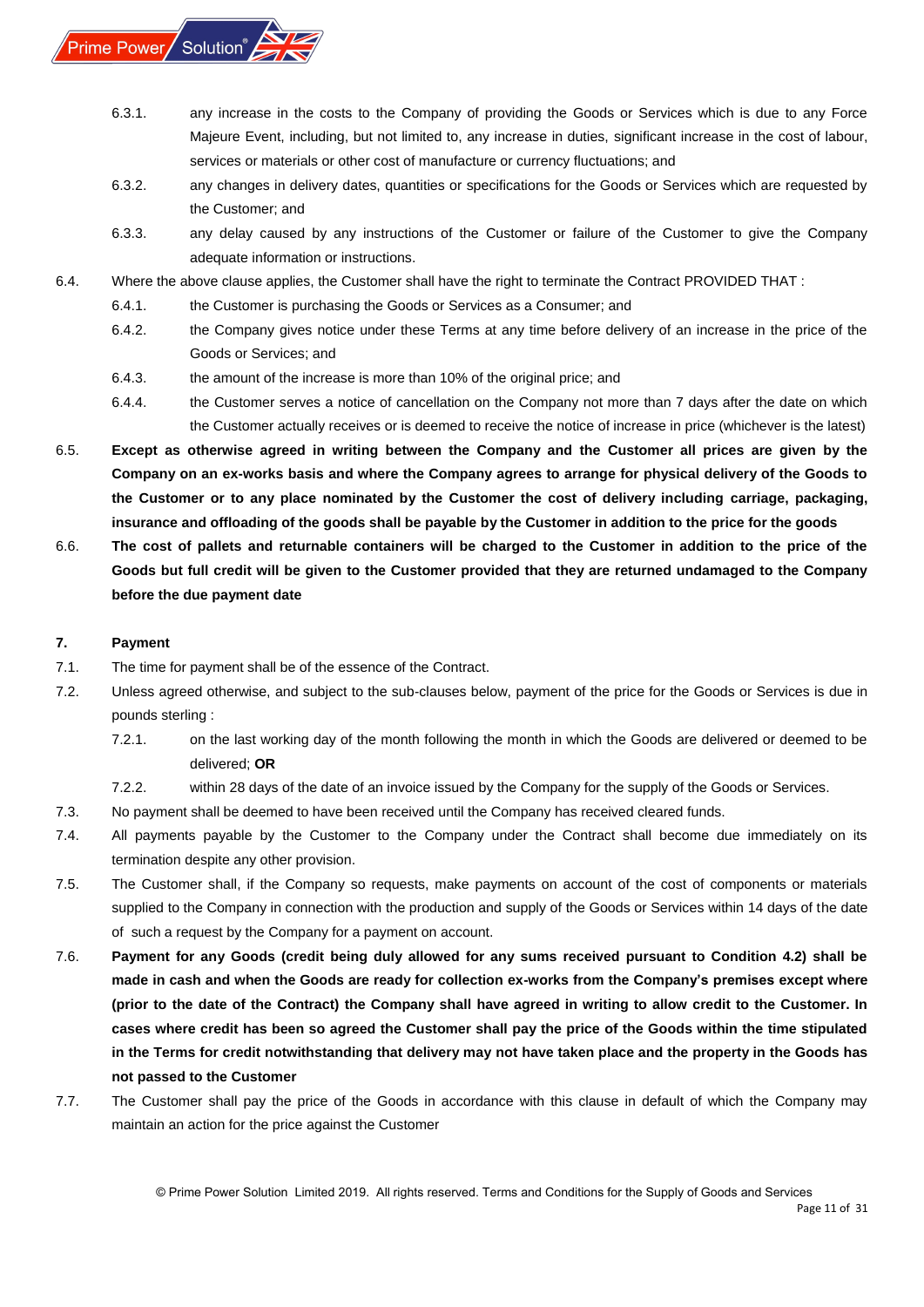6.3.1. any increase in the costs to the Company of providing the Goods or Services which is due to any Force Majeure Event, including, but not limited to, any increase in duties, significant increase in the cost of labour, services or materials or other cost of manufacture or currency fluctuations; and

6.3.2. any changes in delivery dates, quantities or specifications for the Goods or Services which are requested by the Customer; and

6.3.3. any delay caused by any instructions of the Customer or failure of the Customer to give the Company adequate information or instructions.

6.4. Where the above clause applies, the Customer shall have the right to terminate the Contract PROVIDED THAT :

6.4.1. the Customer is purchasing the Goods or Services as a Consumer; and

6.4.2. the Company gives notice under these Terms at any time before delivery of an increase in the price of the Goods or Services; and

6.4.3. the amount of the increase is more than 10% of the original price; and

6.4.4. the Customer serves a notice of cancellation on the Company not more than 7 days after the date on which the Customer actually receives or is deemed to receive the notice of increase in price (whichever is the latest)

6.5. **Except as otherwise agreed in writing between the Company and the Customer all prices are given by the Company on an ex-works basis and where the Company agrees to arrange for physical delivery of the Goods to the Customer or to any place nominated by the Customer the cost of delivery including carriage, packaging, insurance and offloading of the goods shall be payable by the Customer in addition to the price for the goods**

6.6. **The cost of pallets and returnable containers will be charged to the Customer in addition to the price of the Goods but full credit will be given to the Customer provided that they are returned undamaged to the Company before the due payment date**

**7. Payment**

7.1. The time for payment shall be of the essence of the Contract.

7.2. Unless agreed otherwise, and subject to the sub-clauses below, payment of the price for the Goods or Services is due in pounds sterling :

7.2.1. on the last working day of the month following the month in which the Goods are delivered or deemed to be delivered; **OR**

7.2.2. within 28 days of the date of an invoice issued by the Company for the supply of the Goods or Services.

7.3. No payment shall be deemed to have been received until the Company has received cleared funds.

7.4. All payments payable by the Customer to the Company under the Contract shall become due immediately on its termination despite any other provision.

7.5. The Customer shall, if the Company so requests, make payments on account of the cost of components or materials supplied to the Company in connection with the production and supply of the Goods or Services within 14 days of the date of such a request by the Company for a payment on account.

7.6. **Payment for any Goods (credit being duly allowed for any sums received pursuant to Condition 4.2) shall be made in cash and when the Goods are ready for collection ex-works from the Company's premises except where (prior to the date of the Contract) the Company shall have agreed in writing to allow credit to the Customer. In cases where credit has been so agreed the Customer shall pay the price of the Goods within the time stipulated in the Terms for credit notwithstanding that delivery may not have taken place and the property in the Goods has not passed to the Customer**

7.7. The Customer shall pay the price of the Goods in accordance with this clause in default of which the Company may maintain an action for the price against the Customer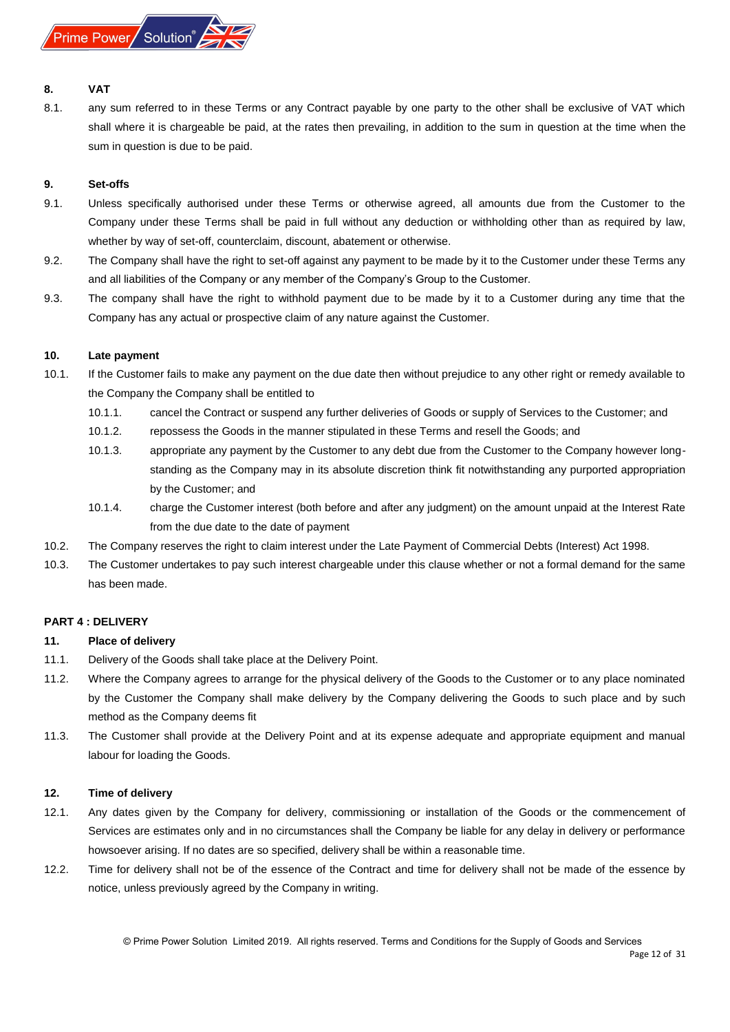### 8. VAT

8.1. any sum referred to in these Terms or any Contract payable by one party to the other shall be exclusive of VAT which shall where it is chargeable be paid, at the rates then prevailing, in addition to the sum in question at the time when the sum in question is due to be paid.

### 9. Set-offs

9.1. Unless specifically authorised under these Terms or otherwise agreed, all amounts due from the Customer to the Company under these Terms shall be paid in full without any deduction or withholding other than as required by law, whether by way of set-off, counterclaim, discount, abatement or otherwise.

9.2. The Company shall have the right to set-off against any payment to be made by it to the Customer under these Terms any and all liabilities of the Company or any member of the Company's Group to the Customer.

9.3. The company shall have the right to withhold payment due to be made by it to a Customer during any time that the Company has any actual or prospective claim of any nature against the Customer.

### 10. Late payment

10.1. If the Customer fails to make any payment on the due date then without prejudice to any other right or remedy available to the Company the Company shall be entitled to

10.1.1. cancel the Contract or suspend any further deliveries of Goods or supply of Services to the Customer; and

10.1.2. repossess the Goods in the manner stipulated in these Terms and resell the Goods; and

10.1.3. appropriate any payment by the Customer to any debt due from the Customer to the Company however long-standing as the Company may in its absolute discretion think fit notwithstanding any purported appropriation by the Customer; and

10.1.4. charge the Customer interest (both before and after any judgment) on the amount unpaid at the Interest Rate from the due date to the date of payment

10.2. The Company reserves the right to claim interest under the Late Payment of Commercial Debts (Interest) Act 1998.

10.3. The Customer undertakes to pay such interest chargeable under this clause whether or not a formal demand for the same has been made.

## PART 4 : DELIVERY

### 11. Place of delivery

11.1. Delivery of the Goods shall take place at the Delivery Point.

11.2. Where the Company agrees to arrange for the physical delivery of the Goods to the Customer or to any place nominated by the Customer the Company shall make delivery by the Company delivering the Goods to such place and by such method as the Company deems fit

11.3. The Customer shall provide at the Delivery Point and at its expense adequate and appropriate equipment and manual labour for loading the Goods.

### 12. Time of delivery

12.1. Any dates given by the Company for delivery, commissioning or installation of the Goods or the commencement of Services are estimates only and in no circumstances shall the Company be liable for any delay in delivery or performance howsoever arising. If no dates are so specified, delivery shall be within a reasonable time.

12.2. Time for delivery shall not be of the essence of the Contract and time for delivery shall not be made of the essence by notice, unless previously agreed by the Company in writing.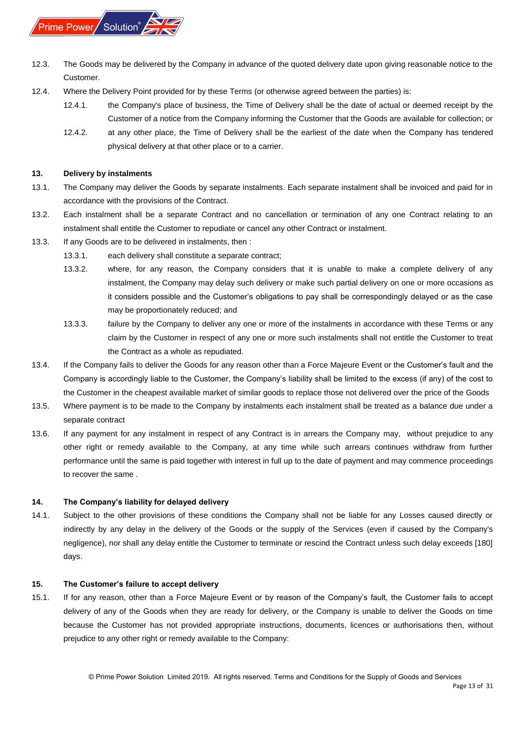12.3. The Goods may be delivered by the Company in advance of the quoted delivery date upon giving reasonable notice to the Customer.

12.4. Where the Delivery Point provided for by these Terms (or otherwise agreed between the parties) is:

 12.4.1. the Company's place of business, the Time of Delivery shall be the date of actual or deemed receipt by the Customer of a notice from the Company informing the Customer that the Goods are available for collection; or

 12.4.2. at any other place, the Time of Delivery shall be the earliest of the date when the Company has tendered physical delivery at that other place or to a carrier.

**13. Delivery by instalments**

13.1. The Company may deliver the Goods by separate instalments. Each separate instalment shall be invoiced and paid for in accordance with the provisions of the Contract.

13.2. Each instalment shall be a separate Contract and no cancellation or termination of any one Contract relating to an instalment shall entitle the Customer to repudiate or cancel any other Contract or instalment.

13.3. If any Goods are to be delivered in instalments, then :

 13.3.1. each delivery shall constitute a separate contract;

 13.3.2. where, for any reason, the Company considers that it is unable to make a complete delivery of any instalment, the Company may delay such delivery or make such partial delivery on one or more occasions as it considers possible and the Customer's obligations to pay shall be correspondingly delayed or as the case may be proportionately reduced; and

 13.3.3. failure by the Company to deliver any one or more of the instalments in accordance with these Terms or any claim by the Customer in respect of any one or more such instalments shall not entitle the Customer to treat the Contract as a whole as repudiated.

13.4. If the Company fails to deliver the Goods for any reason other than a Force Majeure Event or the Customer's fault and the Company is accordingly liable to the Customer, the Company's liability shall be limited to the excess (if any) of the cost to the Customer in the cheapest available market of similar goods to replace those not delivered over the price of the Goods

13.5. Where payment is to be made to the Company by instalments each instalment shall be treated as a balance due under a separate contract

13.6. If any payment for any instalment in respect of any Contract is in arrears the Company may, without prejudice to any other right or remedy available to the Company, at any time while such arrears continues withdraw from further performance until the same is paid together with interest in full up to the date of payment and may commence proceedings to recover the same .

**14. The Company's liability for delayed delivery**

14.1. Subject to the other provisions of these conditions the Company shall not be liable for any Losses caused directly or indirectly by any delay in the delivery of the Goods or the supply of the Services (even if caused by the Company's negligence), nor shall any delay entitle the Customer to terminate or rescind the Contract unless such delay exceeds [180] days.

**15. The Customer's failure to accept delivery**

15.1. If for any reason, other than a Force Majeure Event or by reason of the Company's fault, the Customer fails to accept delivery of any of the Goods when they are ready for delivery, or the Company is unable to deliver the Goods on time because the Customer has not provided appropriate instructions, documents, licences or authorisations then, without prejudice to any other right or remedy available to the Company: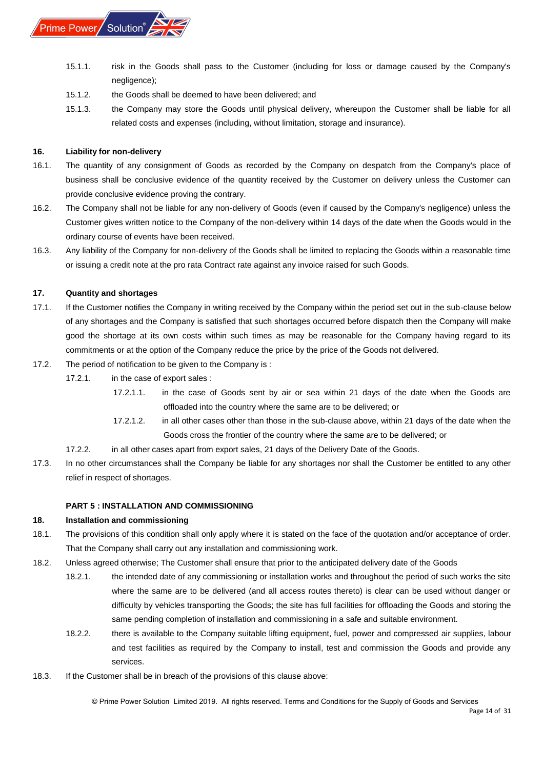15.1.1. risk in the Goods shall pass to the Customer (including for loss or damage caused by the Company's negligence);

15.1.2. the Goods shall be deemed to have been delivered; and

15.1.3. the Company may store the Goods until physical delivery, whereupon the Customer shall be liable for all related costs and expenses (including, without limitation, storage and insurance).

**16. Liability for non-delivery**

16.1. The quantity of any consignment of Goods as recorded by the Company on despatch from the Company's place of business shall be conclusive evidence of the quantity received by the Customer on delivery unless the Customer can provide conclusive evidence proving the contrary.

16.2. The Company shall not be liable for any non-delivery of Goods (even if caused by the Company's negligence) unless the Customer gives written notice to the Company of the non-delivery within 14 days of the date when the Goods would in the ordinary course of events have been received.

16.3. Any liability of the Company for non-delivery of the Goods shall be limited to replacing the Goods within a reasonable time or issuing a credit note at the pro rata Contract rate against any invoice raised for such Goods.

**17. Quantity and shortages**

17.1. If the Customer notifies the Company in writing received by the Company within the period set out in the sub-clause below of any shortages and the Company is satisfied that such shortages occurred before dispatch then the Company will make good the shortage at its own costs within such times as may be reasonable for the Company having regard to its commitments or at the option of the Company reduce the price by the price of the Goods not delivered.

17.2. The period of notification to be given to the Company is :

17.2.1. in the case of export sales :

17.2.1.1. in the case of Goods sent by air or sea within 21 days of the date when the Goods are offloaded into the country where the same are to be delivered; or

17.2.1.2. in all other cases other than those in the sub-clause above, within 21 days of the date when the Goods cross the frontier of the country where the same are to be delivered; or

17.2.2. in all other cases apart from export sales, 21 days of the Delivery Date of the Goods.

17.3. In no other circumstances shall the Company be liable for any shortages nor shall the Customer be entitled to any other relief in respect of shortages.

**PART 5 : INSTALLATION AND COMMISSIONING**

**18. Installation and commissioning**

18.1. The provisions of this condition shall only apply where it is stated on the face of the quotation and/or acceptance of order. That the Company shall carry out any installation and commissioning work.

18.2. Unless agreed otherwise; The Customer shall ensure that prior to the anticipated delivery date of the Goods

18.2.1. the intended date of any commissioning or installation works and throughout the period of such works the site where the same are to be delivered (and all access routes thereto) is clear can be used without danger or difficulty by vehicles transporting the Goods; the site has full facilities for offloading the Goods and storing the same pending completion of installation and commissioning in a safe and suitable environment.

18.2.2. there is available to the Company suitable lifting equipment, fuel, power and compressed air supplies, labour and test facilities as required by the Company to install, test and commission the Goods and provide any services.

18.3. If the Customer shall be in breach of the provisions of this clause above: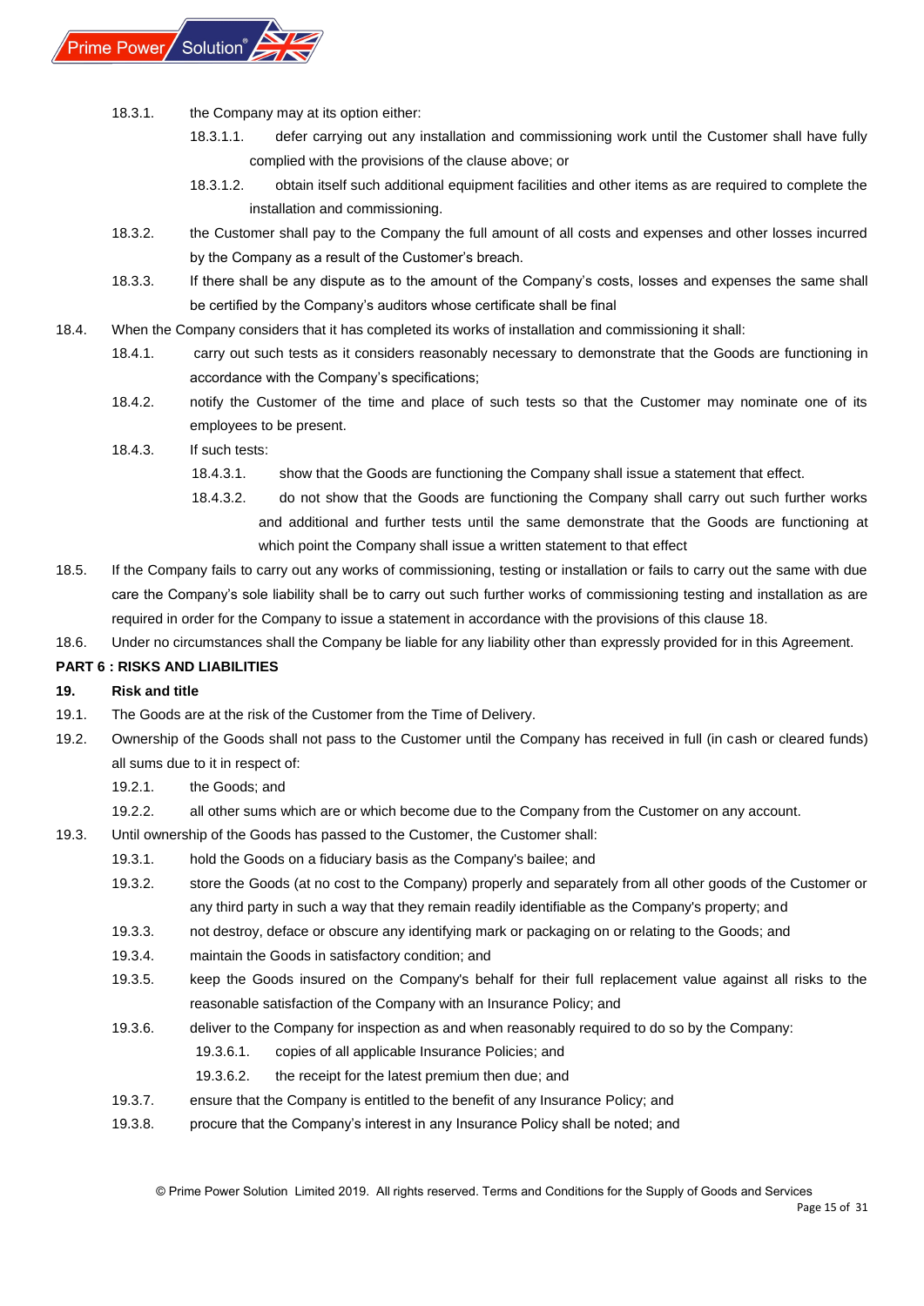18.3.1. the Company may at its option either:

18.3.1.1. defer carrying out any installation and commissioning work until the Customer shall have fully complied with the provisions of the clause above; or

18.3.1.2. obtain itself such additional equipment facilities and other items as are required to complete the installation and commissioning.

18.3.2. the Customer shall pay to the Company the full amount of all costs and expenses and other losses incurred by the Company as a result of the Customer's breach.

18.3.3. If there shall be any dispute as to the amount of the Company's costs, losses and expenses the same shall be certified by the Company's auditors whose certificate shall be final

18.4. When the Company considers that it has completed its works of installation and commissioning it shall:

18.4.1. carry out such tests as it considers reasonably necessary to demonstrate that the Goods are functioning in accordance with the Company's specifications;

18.4.2. notify the Customer of the time and place of such tests so that the Customer may nominate one of its employees to be present.

18.4.3. If such tests:

18.4.3.1. show that the Goods are functioning the Company shall issue a statement that effect.

18.4.3.2. do not show that the Goods are functioning the Company shall carry out such further works and additional and further tests until the same demonstrate that the Goods are functioning at which point the Company shall issue a written statement to that effect

18.5. If the Company fails to carry out any works of commissioning, testing or installation or fails to carry out the same with due care the Company's sole liability shall be to carry out such further works of commissioning testing and installation as are required in order for the Company to issue a statement in accordance with the provisions of this clause 18.

18.6. Under no circumstances shall the Company be liable for any liability other than expressly provided for in this Agreement.

**PART 6 : RISKS AND LIABILITIES**

**19. Risk and title**

19.1. The Goods are at the risk of the Customer from the Time of Delivery.

19.2. Ownership of the Goods shall not pass to the Customer until the Company has received in full (in cash or cleared funds) all sums due to it in respect of:

19.2.1. the Goods; and

19.2.2. all other sums which are or which become due to the Company from the Customer on any account.

19.3. Until ownership of the Goods has passed to the Customer, the Customer shall:

19.3.1. hold the Goods on a fiduciary basis as the Company's bailee; and

19.3.2. store the Goods (at no cost to the Company) properly and separately from all other goods of the Customer or any third party in such a way that they remain readily identifiable as the Company's property; and

19.3.3. not destroy, deface or obscure any identifying mark or packaging on or relating to the Goods; and

19.3.4. maintain the Goods in satisfactory condition; and

19.3.5. keep the Goods insured on the Company's behalf for their full replacement value against all risks to the reasonable satisfaction of the Company with an Insurance Policy; and

19.3.6. deliver to the Company for inspection as and when reasonably required to do so by the Company:

19.3.6.1. copies of all applicable Insurance Policies; and

19.3.6.2. the receipt for the latest premium then due; and

19.3.7. ensure that the Company is entitled to the benefit of any Insurance Policy; and

19.3.8. procure that the Company's interest in any Insurance Policy shall be noted; and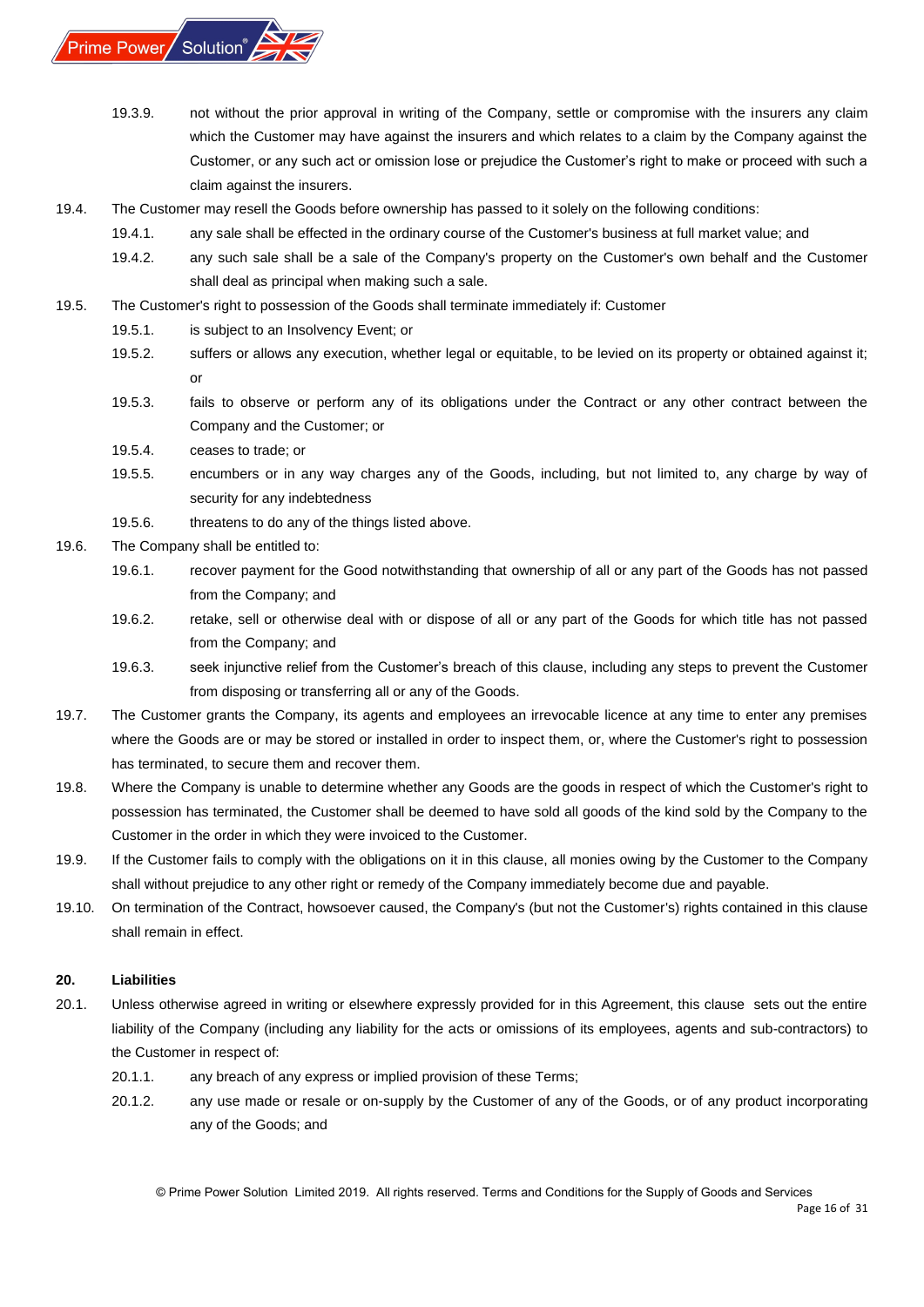19.3.9. not without the prior approval in writing of the Company, settle or compromise with the insurers any claim which the Customer may have against the insurers and which relates to a claim by the Company against the Customer, or any such act or omission lose or prejudice the Customer's right to make or proceed with such a claim against the insurers.

19.4. The Customer may resell the Goods before ownership has passed to it solely on the following conditions:

19.4.1. any sale shall be effected in the ordinary course of the Customer's business at full market value; and

19.4.2. any such sale shall be a sale of the Company's property on the Customer's own behalf and the Customer shall deal as principal when making such a sale.

19.5. The Customer's right to possession of the Goods shall terminate immediately if: Customer

19.5.1. is subject to an Insolvency Event; or

19.5.2. suffers or allows any execution, whether legal or equitable, to be levied on its property or obtained against it; or

19.5.3. fails to observe or perform any of its obligations under the Contract or any other contract between the Company and the Customer; or

19.5.4. ceases to trade; or

19.5.5. encumbers or in any way charges any of the Goods, including, but not limited to, any charge by way of security for any indebtedness

19.5.6. threatens to do any of the things listed above.

19.6. The Company shall be entitled to:

19.6.1. recover payment for the Good notwithstanding that ownership of all or any part of the Goods has not passed from the Company; and

19.6.2. retake, sell or otherwise deal with or dispose of all or any part of the Goods for which title has not passed from the Company; and

19.6.3. seek injunctive relief from the Customer's breach of this clause, including any steps to prevent the Customer from disposing or transferring all or any of the Goods.

19.7. The Customer grants the Company, its agents and employees an irrevocable licence at any time to enter any premises where the Goods are or may be stored or installed in order to inspect them, or, where the Customer's right to possession has terminated, to secure them and recover them.

19.8. Where the Company is unable to determine whether any Goods are the goods in respect of which the Customer's right to possession has terminated, the Customer shall be deemed to have sold all goods of the kind sold by the Company to the Customer in the order in which they were invoiced to the Customer.

19.9. If the Customer fails to comply with the obligations on it in this clause, all monies owing by the Customer to the Company shall without prejudice to any other right or remedy of the Company immediately become due and payable.

19.10. On termination of the Contract, howsoever caused, the Company's (but not the Customer's) rights contained in this clause shall remain in effect.

**20. Liabilities**

20.1. Unless otherwise agreed in writing or elsewhere expressly provided for in this Agreement, this clause sets out the entire liability of the Company (including any liability for the acts or omissions of its employees, agents and sub-contractors) to the Customer in respect of:

20.1.1. any breach of any express or implied provision of these Terms;

20.1.2. any use made or resale or on-supply by the Customer of any of the Goods, or of any product incorporating any of the Goods; and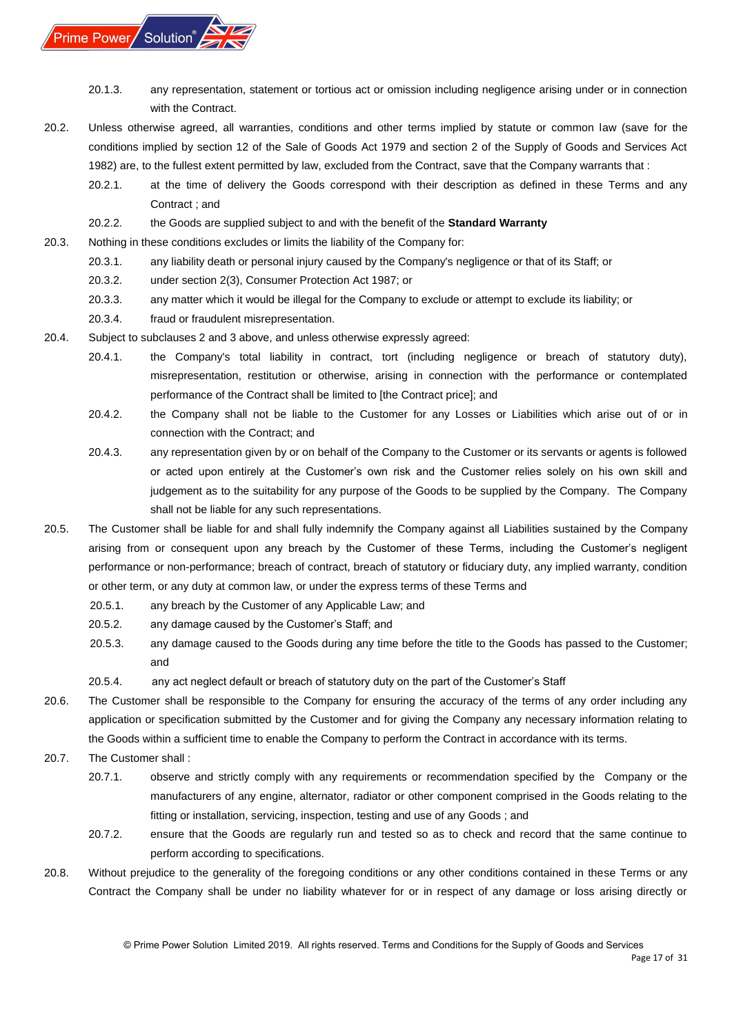20.1.3. any representation, statement or tortious act or omission including negligence arising under or in connection with the Contract.

20.2. Unless otherwise agreed, all warranties, conditions and other terms implied by statute or common law (save for the conditions implied by section 12 of the Sale of Goods Act 1979 and section 2 of the Supply of Goods and Services Act 1982) are, to the fullest extent permitted by law, excluded from the Contract, save that the Company warrants that :

20.2.1. at the time of delivery the Goods correspond with their description as defined in these Terms and any Contract ; and

20.2.2. the Goods are supplied subject to and with the benefit of the **Standard Warranty**

20.3. Nothing in these conditions excludes or limits the liability of the Company for:

20.3.1. any liability death or personal injury caused by the Company's negligence or that of its Staff; or

20.3.2. under section 2(3), Consumer Protection Act 1987; or

20.3.3. any matter which it would be illegal for the Company to exclude or attempt to exclude its liability; or

20.3.4. fraud or fraudulent misrepresentation.

20.4. Subject to subclauses 2 and 3 above, and unless otherwise expressly agreed:

20.4.1. the Company's total liability in contract, tort (including negligence or breach of statutory duty), misrepresentation, restitution or otherwise, arising in connection with the performance or contemplated performance of the Contract shall be limited to [the Contract price]; and

20.4.2. the Company shall not be liable to the Customer for any Losses or Liabilities which arise out of or in connection with the Contract; and

20.4.3. any representation given by or on behalf of the Company to the Customer or its servants or agents is followed or acted upon entirely at the Customer's own risk and the Customer relies solely on his own skill and judgement as to the suitability for any purpose of the Goods to be supplied by the Company. The Company shall not be liable for any such representations.

20.5. The Customer shall be liable for and shall fully indemnify the Company against all Liabilities sustained by the Company arising from or consequent upon any breach by the Customer of these Terms, including the Customer's negligent performance or non-performance; breach of contract, breach of statutory or fiduciary duty, any implied warranty, condition or other term, or any duty at common law, or under the express terms of these Terms and

20.5.1. any breach by the Customer of any Applicable Law; and

20.5.2. any damage caused by the Customer's Staff; and

20.5.3. any damage caused to the Goods during any time before the title to the Goods has passed to the Customer; and

20.5.4. any act neglect default or breach of statutory duty on the part of the Customer's Staff

20.6. The Customer shall be responsible to the Company for ensuring the accuracy of the terms of any order including any application or specification submitted by the Customer and for giving the Company any necessary information relating to the Goods within a sufficient time to enable the Company to perform the Contract in accordance with its terms.

20.7. The Customer shall :

20.7.1. observe and strictly comply with any requirements or recommendation specified by the Company or the manufacturers of any engine, alternator, radiator or other component comprised in the Goods relating to the fitting or installation, servicing, inspection, testing and use of any Goods ; and

20.7.2. ensure that the Goods are regularly run and tested so as to check and record that the same continue to perform according to specifications.

20.8. Without prejudice to the generality of the foregoing conditions or any other conditions contained in these Terms or any Contract the Company shall be under no liability whatever for or in respect of any damage or loss arising directly or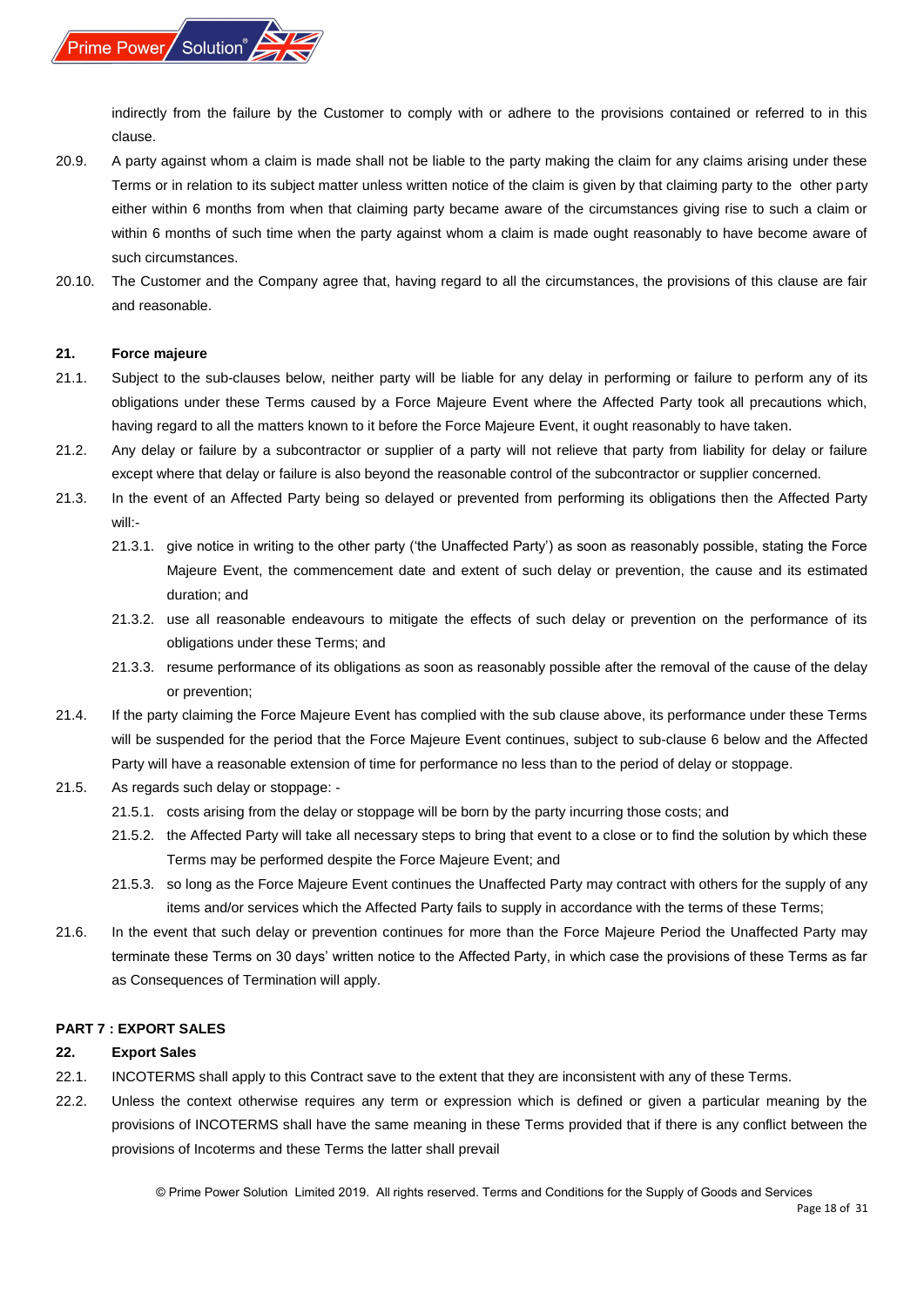indirectly from the failure by the Customer to comply with or adhere to the provisions contained or referred to in this clause.

20.9. A party against whom a claim is made shall not be liable to the party making the claim for any claims arising under these Terms or in relation to its subject matter unless written notice of the claim is given by that claiming party to the other party either within 6 months from when that claiming party became aware of the circumstances giving rise to such a claim or within 6 months of such time when the party against whom a claim is made ought reasonably to have become aware of such circumstances.

20.10. The Customer and the Company agree that, having regard to all the circumstances, the provisions of this clause are fair and reasonable.

**21. Force majeure**

21.1. Subject to the sub-clauses below, neither party will be liable for any delay in performing or failure to perform any of its obligations under these Terms caused by a Force Majeure Event where the Affected Party took all precautions which, having regard to all the matters known to it before the Force Majeure Event, it ought reasonably to have taken.

21.2. Any delay or failure by a subcontractor or supplier of a party will not relieve that party from liability for delay or failure except where that delay or failure is also beyond the reasonable control of the subcontractor or supplier concerned.

21.3. In the event of an Affected Party being so delayed or prevented from performing its obligations then the Affected Party will:-

21.3.1. give notice in writing to the other party ('the Unaffected Party') as soon as reasonably possible, stating the Force Majeure Event, the commencement date and extent of such delay or prevention, the cause and its estimated duration; and

21.3.2. use all reasonable endeavours to mitigate the effects of such delay or prevention on the performance of its obligations under these Terms; and

21.3.3. resume performance of its obligations as soon as reasonably possible after the removal of the cause of the delay or prevention;

21.4. If the party claiming the Force Majeure Event has complied with the sub clause above, its performance under these Terms will be suspended for the period that the Force Majeure Event continues, subject to sub-clause 6 below and the Affected Party will have a reasonable extension of time for performance no less than to the period of delay or stoppage.

21.5. As regards such delay or stoppage: -

21.5.1. costs arising from the delay or stoppage will be born by the party incurring those costs; and

21.5.2. the Affected Party will take all necessary steps to bring that event to a close or to find the solution by which these Terms may be performed despite the Force Majeure Event; and

21.5.3. so long as the Force Majeure Event continues the Unaffected Party may contract with others for the supply of any items and/or services which the Affected Party fails to supply in accordance with the terms of these Terms;

21.6. In the event that such delay or prevention continues for more than the Force Majeure Period the Unaffected Party may terminate these Terms on 30 days' written notice to the Affected Party, in which case the provisions of these Terms as far as Consequences of Termination will apply.

**PART 7 : EXPORT SALES**

**22. Export Sales**

22.1. INCOTERMS shall apply to this Contract save to the extent that they are inconsistent with any of these Terms.

22.2. Unless the context otherwise requires any term or expression which is defined or given a particular meaning by the provisions of INCOTERMS shall have the same meaning in these Terms provided that if there is any conflict between the provisions of Incoterms and these Terms the latter shall prevail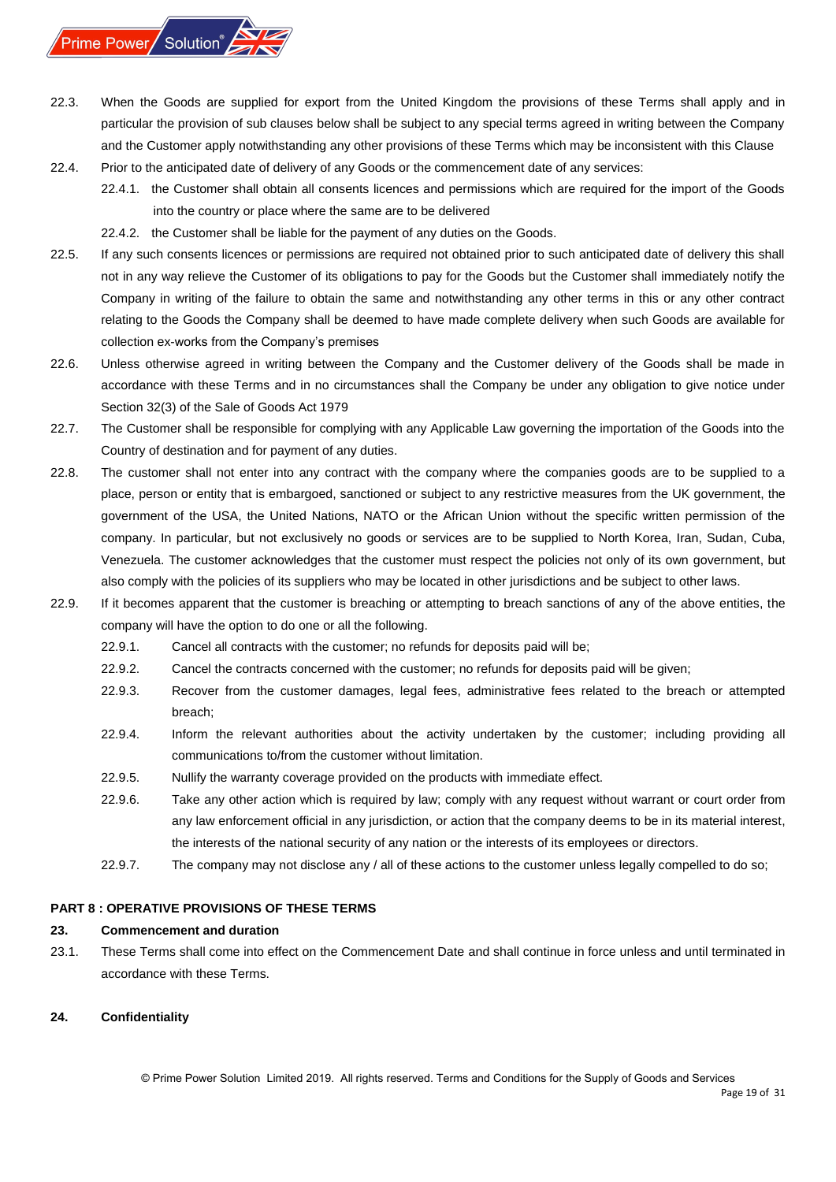22.3. When the Goods are supplied for export from the United Kingdom the provisions of these Terms shall apply and in particular the provision of sub clauses below shall be subject to any special terms agreed in writing between the Company and the Customer apply notwithstanding any other provisions of these Terms which may be inconsistent with this Clause

22.4. Prior to the anticipated date of delivery of any Goods or the commencement date of any services:

22.4.1. the Customer shall obtain all consents licences and permissions which are required for the import of the Goods into the country or place where the same are to be delivered

22.4.2. the Customer shall be liable for the payment of any duties on the Goods.

22.5. If any such consents licences or permissions are required not obtained prior to such anticipated date of delivery this shall not in any way relieve the Customer of its obligations to pay for the Goods but the Customer shall immediately notify the Company in writing of the failure to obtain the same and notwithstanding any other terms in this or any other contract relating to the Goods the Company shall be deemed to have made complete delivery when such Goods are available for collection ex-works from the Company's premises

22.6. Unless otherwise agreed in writing between the Company and the Customer delivery of the Goods shall be made in accordance with these Terms and in no circumstances shall the Company be under any obligation to give notice under Section 32(3) of the Sale of Goods Act 1979

22.7. The Customer shall be responsible for complying with any Applicable Law governing the importation of the Goods into the Country of destination and for payment of any duties.

22.8. The customer shall not enter into any contract with the company where the companies goods are to be supplied to a place, person or entity that is embargoed, sanctioned or subject to any restrictive measures from the UK government, the government of the USA, the United Nations, NATO or the African Union without the specific written permission of the company. In particular, but not exclusively no goods or services are to be supplied to North Korea, Iran, Sudan, Cuba, Venezuela. The customer acknowledges that the customer must respect the policies not only of its own government, but also comply with the policies of its suppliers who may be located in other jurisdictions and be subject to other laws.

22.9. If it becomes apparent that the customer is breaching or attempting to breach sanctions of any of the above entities, the company will have the option to do one or all the following.

22.9.1. Cancel all contracts with the customer; no refunds for deposits paid will be;

22.9.2. Cancel the contracts concerned with the customer; no refunds for deposits paid will be given;

22.9.3. Recover from the customer damages, legal fees, administrative fees related to the breach or attempted breach;

22.9.4. Inform the relevant authorities about the activity undertaken by the customer; including providing all communications to/from the customer without limitation.

22.9.5. Nullify the warranty coverage provided on the products with immediate effect.

22.9.6. Take any other action which is required by law; comply with any request without warrant or court order from any law enforcement official in any jurisdiction, or action that the company deems to be in its material interest, the interests of the national security of any nation or the interests of its employees or directors.

22.9.7. The company may not disclose any / all of these actions to the customer unless legally compelled to do so;

## PART 8 : OPERATIVE PROVISIONS OF THESE TERMS

### 23. Commencement and duration

23.1. These Terms shall come into effect on the Commencement Date and shall continue in force unless and until terminated in accordance with these Terms.

### 24. Confidentiality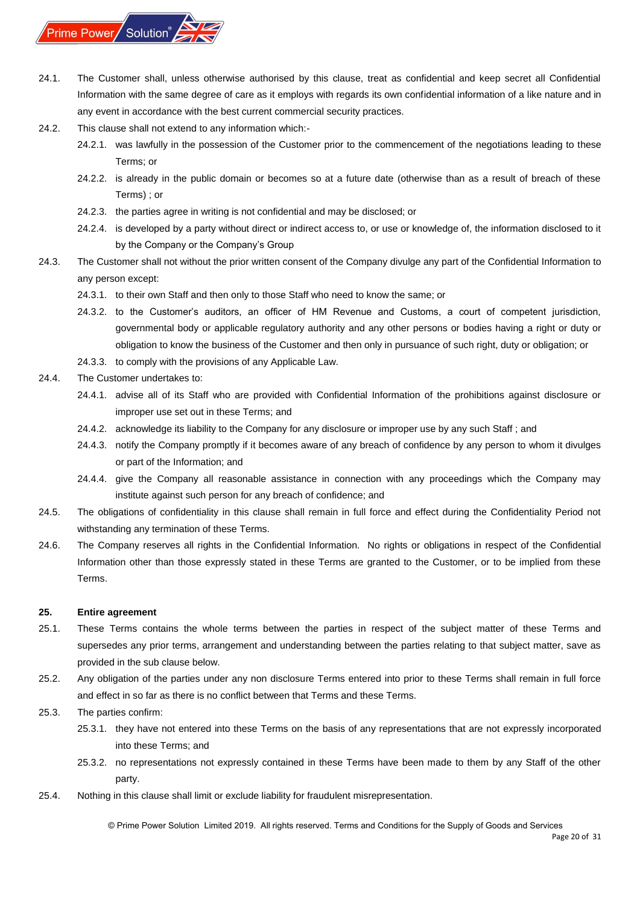24.1. The Customer shall, unless otherwise authorised by this clause, treat as confidential and keep secret all Confidential Information with the same degree of care as it employs with regards its own confidential information of a like nature and in any event in accordance with the best current commercial security practices.

24.2. This clause shall not extend to any information which:-

- 24.2.1. was lawfully in the possession of the Customer prior to the commencement of the negotiations leading to these Terms; or
- 24.2.2. is already in the public domain or becomes so at a future date (otherwise than as a result of breach of these Terms) ; or
- 24.2.3. the parties agree in writing is not confidential and may be disclosed; or
- 24.2.4. is developed by a party without direct or indirect access to, or use or knowledge of, the information disclosed to it by the Company or the Company's Group

24.3. The Customer shall not without the prior written consent of the Company divulge any part of the Confidential Information to any person except:

- 24.3.1. to their own Staff and then only to those Staff who need to know the same; or
- 24.3.2. to the Customer's auditors, an officer of HM Revenue and Customs, a court of competent jurisdiction, governmental body or applicable regulatory authority and any other persons or bodies having a right or duty or obligation to know the business of the Customer and then only in pursuance of such right, duty or obligation; or
- 24.3.3. to comply with the provisions of any Applicable Law.

24.4. The Customer undertakes to:

- 24.4.1. advise all of its Staff who are provided with Confidential Information of the prohibitions against disclosure or improper use set out in these Terms; and
- 24.4.2. acknowledge its liability to the Company for any disclosure or improper use by any such Staff ; and
- 24.4.3. notify the Company promptly if it becomes aware of any breach of confidence by any person to whom it divulges or part of the Information; and
- 24.4.4. give the Company all reasonable assistance in connection with any proceedings which the Company may institute against such person for any breach of confidence; and

24.5. The obligations of confidentiality in this clause shall remain in full force and effect during the Confidentiality Period not withstanding any termination of these Terms.

24.6. The Company reserves all rights in the Confidential Information. No rights or obligations in respect of the Confidential Information other than those expressly stated in these Terms are granted to the Customer, or to be implied from these Terms.

## 25. Entire agreement

25.1. These Terms contains the whole terms between the parties in respect of the subject matter of these Terms and supersedes any prior terms, arrangement and understanding between the parties relating to that subject matter, save as provided in the sub clause below.

25.2. Any obligation of the parties under any non disclosure Terms entered into prior to these Terms shall remain in full force and effect in so far as there is no conflict between that Terms and these Terms.

25.3. The parties confirm:

- 25.3.1. they have not entered into these Terms on the basis of any representations that are not expressly incorporated into these Terms; and
- 25.3.2. no representations not expressly contained in these Terms have been made to them by any Staff of the other party.

25.4. Nothing in this clause shall limit or exclude liability for fraudulent misrepresentation.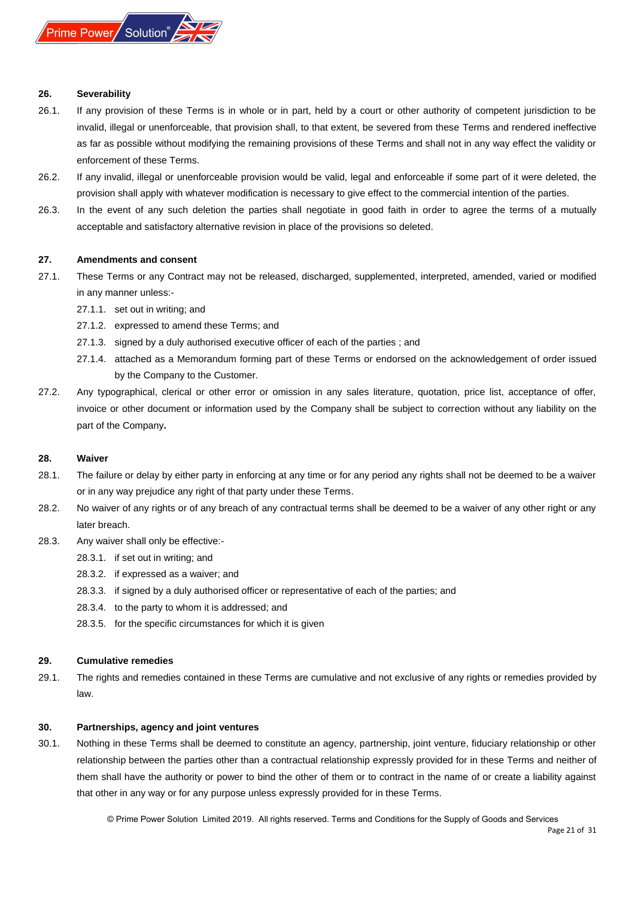## 26. Severability

26.1. If any provision of these Terms is in whole or in part, held by a court or other authority of competent jurisdiction to be invalid, illegal or unenforceable, that provision shall, to that extent, be severed from these Terms and rendered ineffective as far as possible without modifying the remaining provisions of these Terms and shall not in any way effect the validity or enforcement of these Terms.

26.2. If any invalid, illegal or unenforceable provision would be valid, legal and enforceable if some part of it were deleted, the provision shall apply with whatever modification is necessary to give effect to the commercial intention of the parties.

26.3. In the event of any such deletion the parties shall negotiate in good faith in order to agree the terms of a mutually acceptable and satisfactory alternative revision in place of the provisions so deleted.

## 27. Amendments and consent

27.1. These Terms or any Contract may not be released, discharged, supplemented, interpreted, amended, varied or modified in any manner unless:-

- 27.1.1. set out in writing; and
- 27.1.2. expressed to amend these Terms; and
- 27.1.3. signed by a duly authorised executive officer of each of the parties ; and
- 27.1.4. attached as a Memorandum forming part of these Terms or endorsed on the acknowledgement of order issued by the Company to the Customer.

27.2. Any typographical, clerical or other error or omission in any sales literature, quotation, price list, acceptance of offer, invoice or other document or information used by the Company shall be subject to correction without any liability on the part of the Company**.**

## 28. Waiver

28.1. The failure or delay by either party in enforcing at any time or for any period any rights shall not be deemed to be a waiver or in any way prejudice any right of that party under these Terms.

28.2. No waiver of any rights or of any breach of any contractual terms shall be deemed to be a waiver of any other right or any later breach.

28.3. Any waiver shall only be effective:-

- 28.3.1. if set out in writing; and
- 28.3.2. if expressed as a waiver; and
- 28.3.3. if signed by a duly authorised officer or representative of each of the parties; and
- 28.3.4. to the party to whom it is addressed; and
- 28.3.5. for the specific circumstances for which it is given

## 29. Cumulative remedies

29.1. The rights and remedies contained in these Terms are cumulative and not exclusive of any rights or remedies provided by law.

## 30. Partnerships, agency and joint ventures

30.1. Nothing in these Terms shall be deemed to constitute an agency, partnership, joint venture, fiduciary relationship or other relationship between the parties other than a contractual relationship expressly provided for in these Terms and neither of them shall have the authority or power to bind the other of them or to contract in the name of or create a liability against that other in any way or for any purpose unless expressly provided for in these Terms.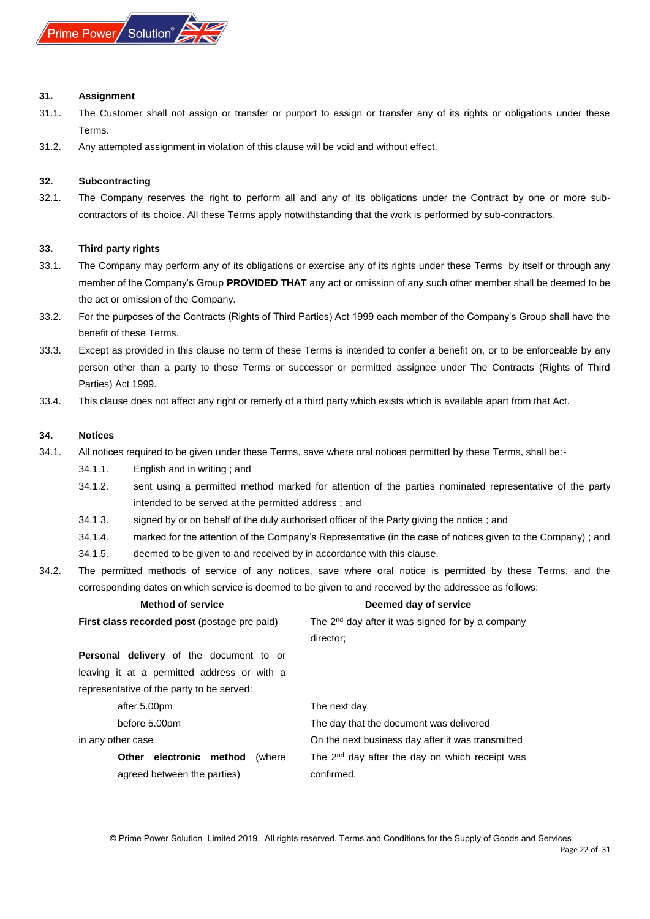### 31. Assignment

31.1. The Customer shall not assign or transfer or purport to assign or transfer any of its rights or obligations under these Terms.

31.2. Any attempted assignment in violation of this clause will be void and without effect.

### 32. Subcontracting

32.1. The Company reserves the right to perform all and any of its obligations under the Contract by one or more sub-contractors of its choice. All these Terms apply notwithstanding that the work is performed by sub-contractors.

### 33. Third party rights

33.1. The Company may perform any of its obligations or exercise any of its rights under these Terms by itself or through any member of the Company's Group **PROVIDED THAT** any act or omission of any such other member shall be deemed to be the act or omission of the Company.

33.2. For the purposes of the Contracts (Rights of Third Parties) Act 1999 each member of the Company's Group shall have the benefit of these Terms.

33.3. Except as provided in this clause no term of these Terms is intended to confer a benefit on, or to be enforceable by any person other than a party to these Terms or successor or permitted assignee under The Contracts (Rights of Third Parties) Act 1999.

33.4. This clause does not affect any right or remedy of a third party which exists which is available apart from that Act.

### 34. Notices

34.1. All notices required to be given under these Terms, save where oral notices permitted by these Terms, shall be:-

- 34.1.1. English and in writing ; and
- 34.1.2. sent using a permitted method marked for attention of the parties nominated representative of the party intended to be served at the permitted address ; and
- 34.1.3. signed by or on behalf of the duly authorised officer of the Party giving the notice ; and
- 34.1.4. marked for the attention of the Company's Representative (in the case of notices given to the Company) ; and
- 34.1.5. deemed to be given to and received by in accordance with this clause.

34.2. The permitted methods of service of any notices, save where oral notice is permitted by these Terms, and the corresponding dates on which service is deemed to be given to and received by the addressee as follows:

| Method of service | Deemed day of service |
|---|---|
| **First class recorded post** (postage pre paid) | The 2nd day after it was signed for by a company director; |
| **Personal delivery** of the document to or leaving it at a permitted address or with a representative of the party to be served: | |
| after 5.00pm | The next day |
| before 5.00pm | The day that the document was delivered |
| in any other case | On the next business day after it was transmitted |
| **Other electronic method** (where agreed between the parties) | The 2nd day after the day on which receipt was confirmed. |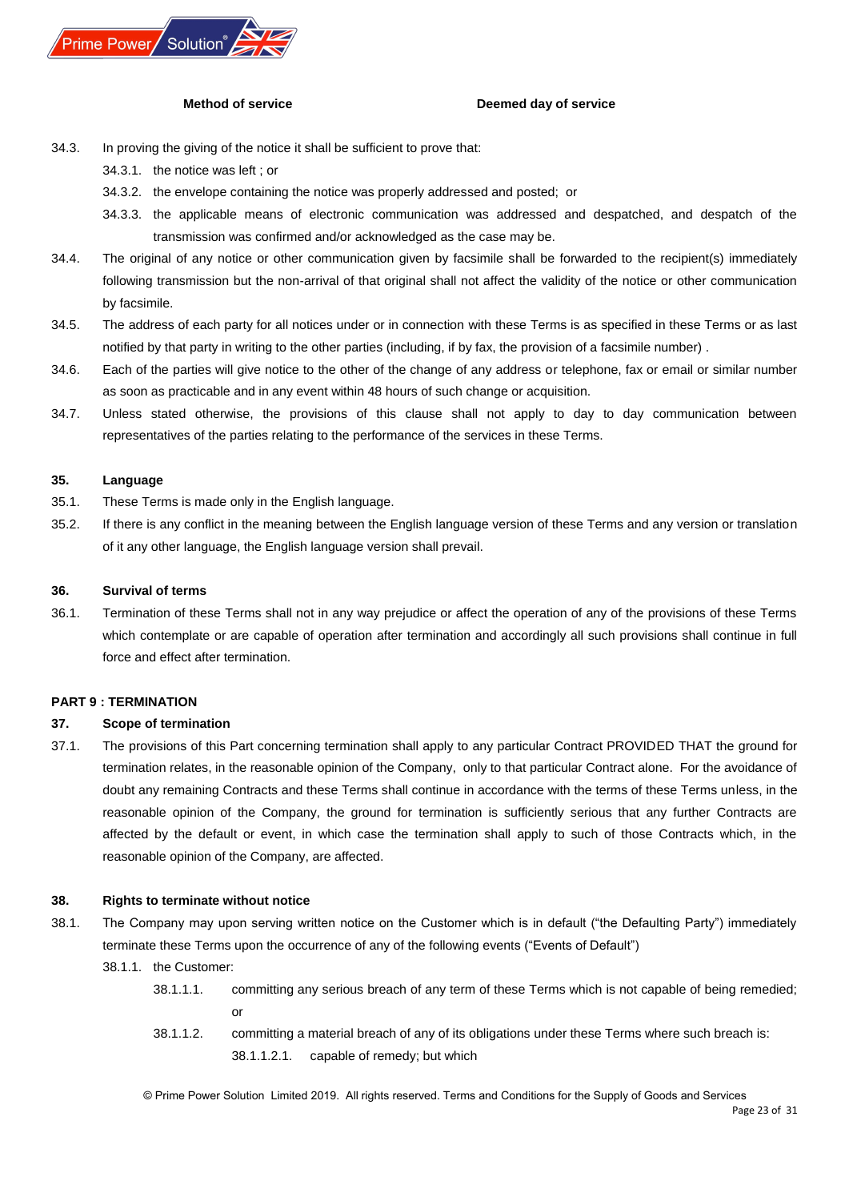| Method of service | Deemed day of service |
| --- | --- |

34.3. In proving the giving of the notice it shall be sufficient to prove that:

34.3.1. the notice was left ; or

34.3.2. the envelope containing the notice was properly addressed and posted; or

34.3.3. the applicable means of electronic communication was addressed and despatched, and despatch of the transmission was confirmed and/or acknowledged as the case may be.

34.4. The original of any notice or other communication given by facsimile shall be forwarded to the recipient(s) immediately following transmission but the non-arrival of that original shall not affect the validity of the notice or other communication by facsimile.

34.5. The address of each party for all notices under or in connection with these Terms is as specified in these Terms or as last notified by that party in writing to the other parties (including, if by fax, the provision of a facsimile number) .

34.6. Each of the parties will give notice to the other of the change of any address or telephone, fax or email or similar number as soon as practicable and in any event within 48 hours of such change or acquisition.

34.7. Unless stated otherwise, the provisions of this clause shall not apply to day to day communication between representatives of the parties relating to the performance of the services in these Terms.

**35. Language**

35.1. These Terms is made only in the English language.

35.2. If there is any conflict in the meaning between the English language version of these Terms and any version or translation of it any other language, the English language version shall prevail.

**36. Survival of terms**

36.1. Termination of these Terms shall not in any way prejudice or affect the operation of any of the provisions of these Terms which contemplate or are capable of operation after termination and accordingly all such provisions shall continue in full force and effect after termination.

## PART 9 : TERMINATION

**37. Scope of termination**

37.1. The provisions of this Part concerning termination shall apply to any particular Contract PROVIDED THAT the ground for termination relates, in the reasonable opinion of the Company, only to that particular Contract alone. For the avoidance of doubt any remaining Contracts and these Terms shall continue in accordance with the terms of these Terms unless, in the reasonable opinion of the Company, the ground for termination is sufficiently serious that any further Contracts are affected by the default or event, in which case the termination shall apply to such of those Contracts which, in the reasonable opinion of the Company, are affected.

**38. Rights to terminate without notice**

38.1. The Company may upon serving written notice on the Customer which is in default ("the Defaulting Party") immediately terminate these Terms upon the occurrence of any of the following events ("Events of Default")

38.1.1. the Customer:

38.1.1.1. committing any serious breach of any term of these Terms which is not capable of being remedied; or

38.1.1.2. committing a material breach of any of its obligations under these Terms where such breach is:

38.1.1.2.1. capable of remedy; but which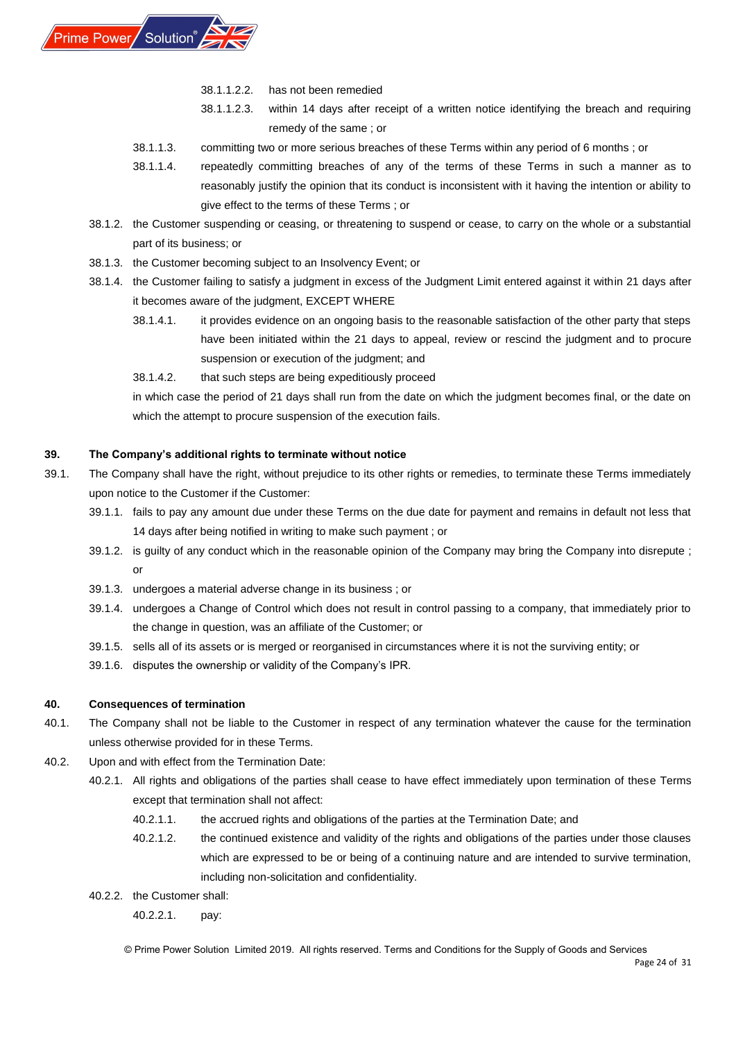38.1.1.2.2. has not been remedied

38.1.1.2.3. within 14 days after receipt of a written notice identifying the breach and requiring remedy of the same ; or

38.1.1.3. committing two or more serious breaches of these Terms within any period of 6 months ; or

38.1.1.4. repeatedly committing breaches of any of the terms of these Terms in such a manner as to reasonably justify the opinion that its conduct is inconsistent with it having the intention or ability to give effect to the terms of these Terms ; or

38.1.2. the Customer suspending or ceasing, or threatening to suspend or cease, to carry on the whole or a substantial part of its business; or

38.1.3. the Customer becoming subject to an Insolvency Event; or

38.1.4. the Customer failing to satisfy a judgment in excess of the Judgment Limit entered against it within 21 days after it becomes aware of the judgment, EXCEPT WHERE

38.1.4.1. it provides evidence on an ongoing basis to the reasonable satisfaction of the other party that steps have been initiated within the 21 days to appeal, review or rescind the judgment and to procure suspension or execution of the judgment; and

38.1.4.2. that such steps are being expeditiously proceed

in which case the period of 21 days shall run from the date on which the judgment becomes final, or the date on which the attempt to procure suspension of the execution fails.

## 39. The Company's additional rights to terminate without notice

39.1. The Company shall have the right, without prejudice to its other rights or remedies, to terminate these Terms immediately upon notice to the Customer if the Customer:

39.1.1. fails to pay any amount due under these Terms on the due date for payment and remains in default not less that 14 days after being notified in writing to make such payment ; or

39.1.2. is guilty of any conduct which in the reasonable opinion of the Company may bring the Company into disrepute ; or

39.1.3. undergoes a material adverse change in its business ; or

39.1.4. undergoes a Change of Control which does not result in control passing to a company, that immediately prior to the change in question, was an affiliate of the Customer; or

39.1.5. sells all of its assets or is merged or reorganised in circumstances where it is not the surviving entity; or

39.1.6. disputes the ownership or validity of the Company's IPR.

## 40. Consequences of termination

40.1. The Company shall not be liable to the Customer in respect of any termination whatever the cause for the termination unless otherwise provided for in these Terms.

40.2. Upon and with effect from the Termination Date:

40.2.1. All rights and obligations of the parties shall cease to have effect immediately upon termination of these Terms except that termination shall not affect:

40.2.1.1. the accrued rights and obligations of the parties at the Termination Date; and

40.2.1.2. the continued existence and validity of the rights and obligations of the parties under those clauses which are expressed to be or being of a continuing nature and are intended to survive termination, including non-solicitation and confidentiality.

40.2.2. the Customer shall:

40.2.2.1. pay: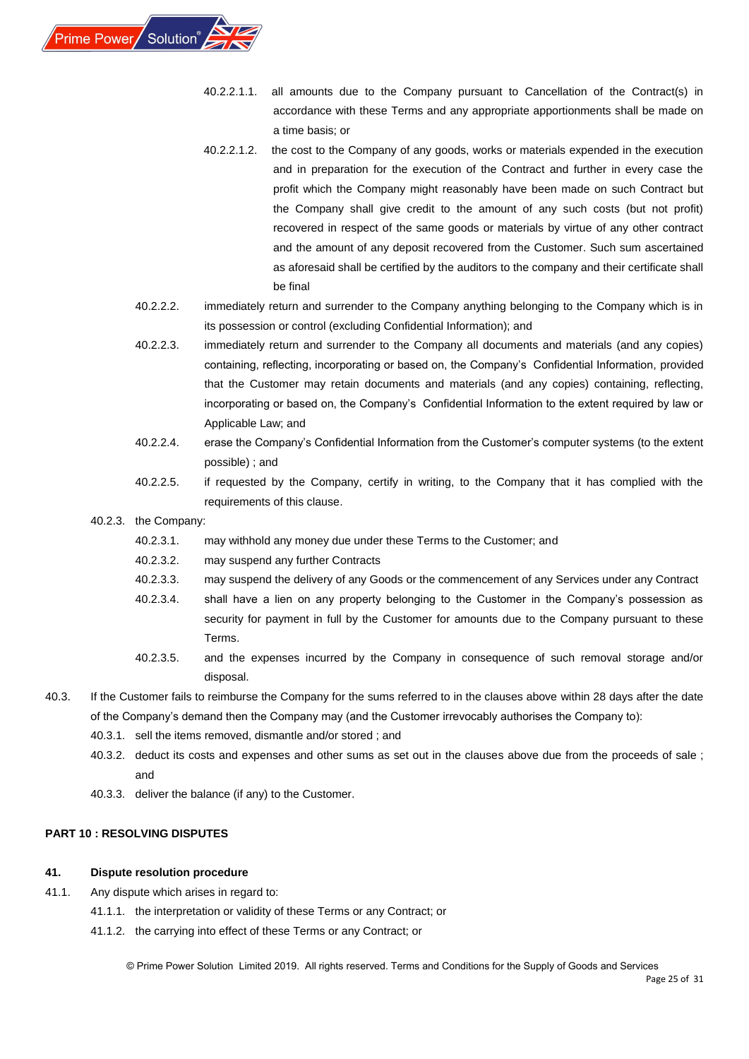40.2.2.1.1. all amounts due to the Company pursuant to Cancellation of the Contract(s) in accordance with these Terms and any appropriate apportionments shall be made on a time basis; or

40.2.2.1.2. the cost to the Company of any goods, works or materials expended in the execution and in preparation for the execution of the Contract and further in every case the profit which the Company might reasonably have been made on such Contract but the Company shall give credit to the amount of any such costs (but not profit) recovered in respect of the same goods or materials by virtue of any other contract and the amount of any deposit recovered from the Customer. Such sum ascertained as aforesaid shall be certified by the auditors to the company and their certificate shall be final

40.2.2.2. immediately return and surrender to the Company anything belonging to the Company which is in its possession or control (excluding Confidential Information); and

40.2.2.3. immediately return and surrender to the Company all documents and materials (and any copies) containing, reflecting, incorporating or based on, the Company's Confidential Information, provided that the Customer may retain documents and materials (and any copies) containing, reflecting, incorporating or based on, the Company's Confidential Information to the extent required by law or Applicable Law; and

40.2.2.4. erase the Company's Confidential Information from the Customer's computer systems (to the extent possible) ; and

40.2.2.5. if requested by the Company, certify in writing, to the Company that it has complied with the requirements of this clause.

40.2.3. the Company:

40.2.3.1. may withhold any money due under these Terms to the Customer; and

40.2.3.2. may suspend any further Contracts

40.2.3.3. may suspend the delivery of any Goods or the commencement of any Services under any Contract

40.2.3.4. shall have a lien on any property belonging to the Customer in the Company's possession as security for payment in full by the Customer for amounts due to the Company pursuant to these Terms.

40.2.3.5. and the expenses incurred by the Company in consequence of such removal storage and/or disposal.

40.3. If the Customer fails to reimburse the Company for the sums referred to in the clauses above within 28 days after the date of the Company's demand then the Company may (and the Customer irrevocably authorises the Company to):

40.3.1. sell the items removed, dismantle and/or stored ; and

40.3.2. deduct its costs and expenses and other sums as set out in the clauses above due from the proceeds of sale ; and

40.3.3. deliver the balance (if any) to the Customer.

**PART 10 : RESOLVING DISPUTES**

**41. Dispute resolution procedure**

41.1. Any dispute which arises in regard to:

41.1.1. the interpretation or validity of these Terms or any Contract; or

41.1.2. the carrying into effect of these Terms or any Contract; or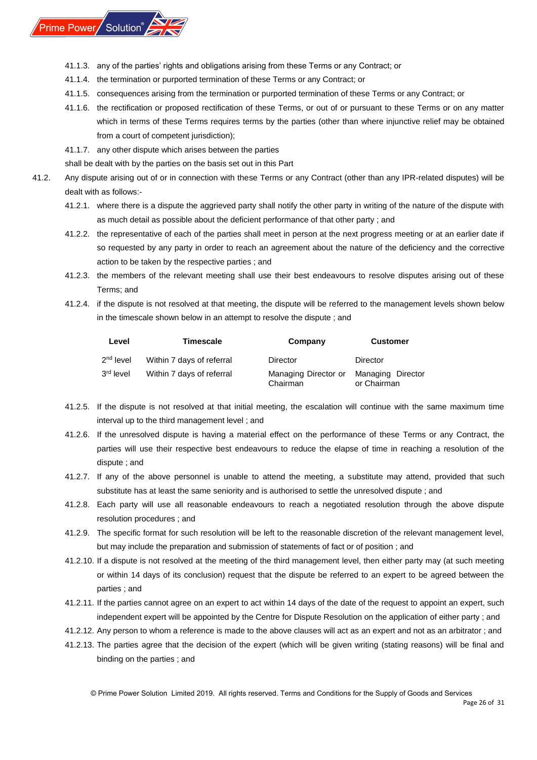41.1.3. any of the parties' rights and obligations arising from these Terms or any Contract; or

41.1.4. the termination or purported termination of these Terms or any Contract; or

41.1.5. consequences arising from the termination or purported termination of these Terms or any Contract; or

41.1.6. the rectification or proposed rectification of these Terms, or out of or pursuant to these Terms or on any matter which in terms of these Terms requires terms by the parties (other than where injunctive relief may be obtained from a court of competent jurisdiction);

41.1.7. any other dispute which arises between the parties

shall be dealt with by the parties on the basis set out in this Part

41.2. Any dispute arising out of or in connection with these Terms or any Contract (other than any IPR-related disputes) will be dealt with as follows:-

41.2.1. where there is a dispute the aggrieved party shall notify the other party in writing of the nature of the dispute with as much detail as possible about the deficient performance of that other party ; and

41.2.2. the representative of each of the parties shall meet in person at the next progress meeting or at an earlier date if so requested by any party in order to reach an agreement about the nature of the deficiency and the corrective action to be taken by the respective parties ; and

41.2.3. the members of the relevant meeting shall use their best endeavours to resolve disputes arising out of these Terms; and

41.2.4. if the dispute is not resolved at that meeting, the dispute will be referred to the management levels shown below in the timescale shown below in an attempt to resolve the dispute ; and

| Level | Timescale | Company | Customer |
|---|---|---|---|
| 2nd level | Within 7 days of referral | Director | Director |
| 3rd level | Within 7 days of referral | Managing Director or Chairman | Managing Director or Chairman |

41.2.5. If the dispute is not resolved at that initial meeting, the escalation will continue with the same maximum time interval up to the third management level ; and

41.2.6. If the unresolved dispute is having a material effect on the performance of these Terms or any Contract, the parties will use their respective best endeavours to reduce the elapse of time in reaching a resolution of the dispute ; and

41.2.7. If any of the above personnel is unable to attend the meeting, a substitute may attend, provided that such substitute has at least the same seniority and is authorised to settle the unresolved dispute ; and

41.2.8. Each party will use all reasonable endeavours to reach a negotiated resolution through the above dispute resolution procedures ; and

41.2.9. The specific format for such resolution will be left to the reasonable discretion of the relevant management level, but may include the preparation and submission of statements of fact or of position ; and

41.2.10. If a dispute is not resolved at the meeting of the third management level, then either party may (at such meeting or within 14 days of its conclusion) request that the dispute be referred to an expert to be agreed between the parties ; and

41.2.11. If the parties cannot agree on an expert to act within 14 days of the date of the request to appoint an expert, such independent expert will be appointed by the Centre for Dispute Resolution on the application of either party ; and

41.2.12. Any person to whom a reference is made to the above clauses will act as an expert and not as an arbitrator ; and

41.2.13. The parties agree that the decision of the expert (which will be given writing (stating reasons) will be final and binding on the parties ; and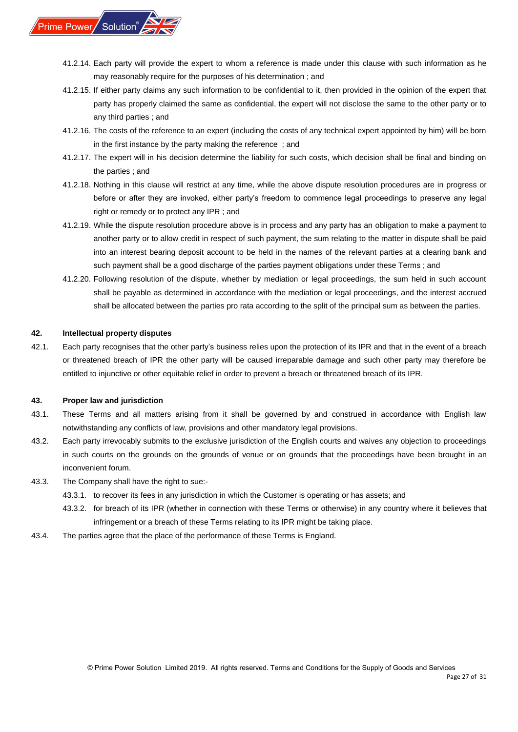41.2.14. Each party will provide the expert to whom a reference is made under this clause with such information as he may reasonably require for the purposes of his determination ; and

41.2.15. If either party claims any such information to be confidential to it, then provided in the opinion of the expert that party has properly claimed the same as confidential, the expert will not disclose the same to the other party or to any third parties ; and

41.2.16. The costs of the reference to an expert (including the costs of any technical expert appointed by him) will be born in the first instance by the party making the reference ; and

41.2.17. The expert will in his decision determine the liability for such costs, which decision shall be final and binding on the parties ; and

41.2.18. Nothing in this clause will restrict at any time, while the above dispute resolution procedures are in progress or before or after they are invoked, either party's freedom to commence legal proceedings to preserve any legal right or remedy or to protect any IPR ; and

41.2.19. While the dispute resolution procedure above is in process and any party has an obligation to make a payment to another party or to allow credit in respect of such payment, the sum relating to the matter in dispute shall be paid into an interest bearing deposit account to be held in the names of the relevant parties at a clearing bank and such payment shall be a good discharge of the parties payment obligations under these Terms ; and

41.2.20. Following resolution of the dispute, whether by mediation or legal proceedings, the sum held in such account shall be payable as determined in accordance with the mediation or legal proceedings, and the interest accrued shall be allocated between the parties pro rata according to the split of the principal sum as between the parties.

**42. Intellectual property disputes**

42.1. Each party recognises that the other party's business relies upon the protection of its IPR and that in the event of a breach or threatened breach of IPR the other party will be caused irreparable damage and such other party may therefore be entitled to injunctive or other equitable relief in order to prevent a breach or threatened breach of its IPR.

**43. Proper law and jurisdiction**

43.1. These Terms and all matters arising from it shall be governed by and construed in accordance with English law notwithstanding any conflicts of law, provisions and other mandatory legal provisions.

43.2. Each party irrevocably submits to the exclusive jurisdiction of the English courts and waives any objection to proceedings in such courts on the grounds on the grounds of venue or on grounds that the proceedings have been brought in an inconvenient forum.

43.3. The Company shall have the right to sue:-

43.3.1. to recover its fees in any jurisdiction in which the Customer is operating or has assets; and

43.3.2. for breach of its IPR (whether in connection with these Terms or otherwise) in any country where it believes that infringement or a breach of these Terms relating to its IPR might be taking place.

43.4. The parties agree that the place of the performance of these Terms is England.